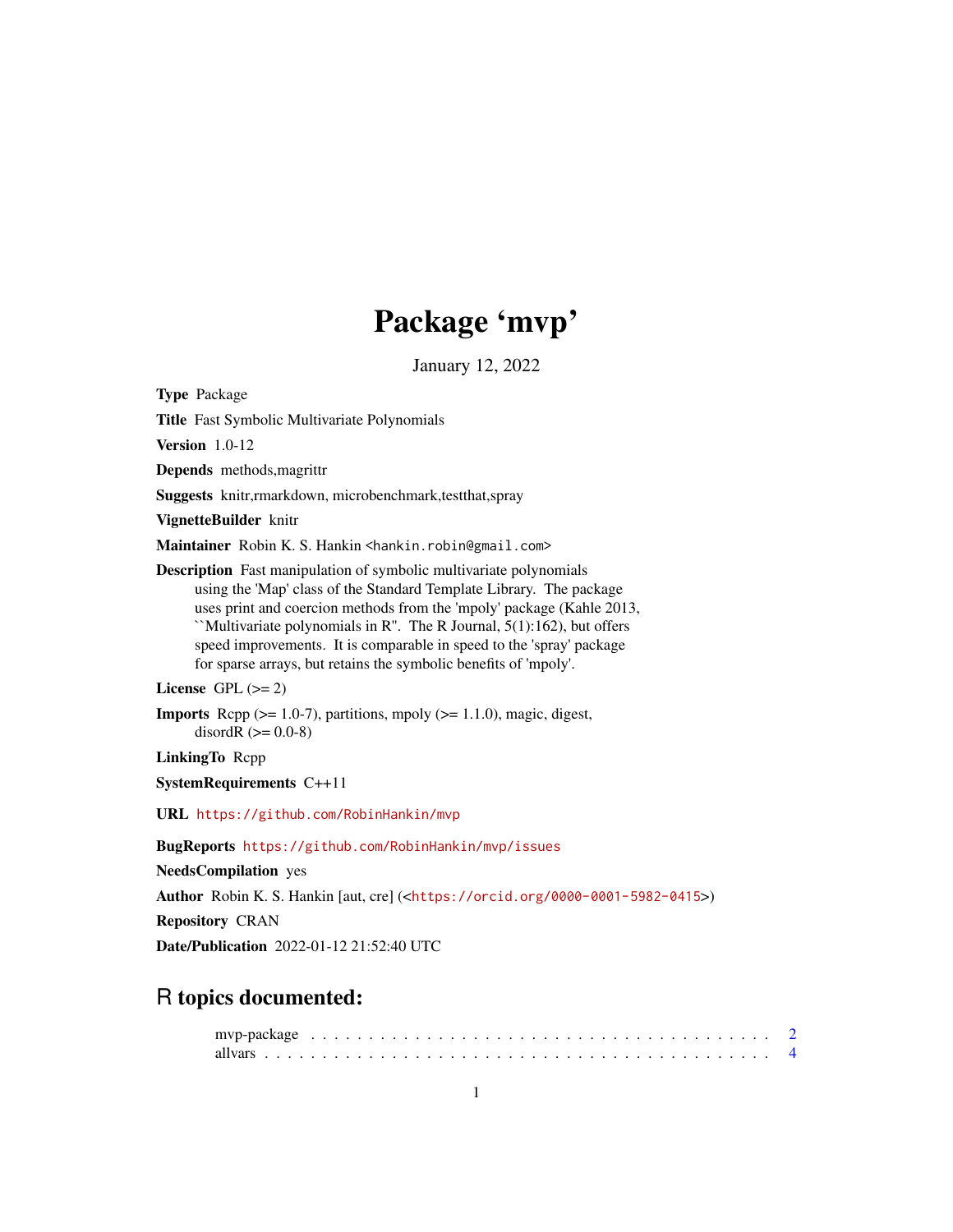# Package 'mvp'

January 12, 2022

**Type** Package

**Title** Fast Symbolic Multivariate Polynomials

**Version** 1.0-12

**Depends** methods,magrittr

**Suggests** knitr,rmarkdown, microbenchmark,testthat,spray

**VignetteBuilder** knitr

**Maintainer** Robin K. S. Hankin <hankin.robin@gmail.com>

**Description** Fast manipulation of symbolic multivariate polynomials using the 'Map' class of the Standard Template Library. The package uses print and coercion methods from the 'mpoly' package (Kahle 2013, ``Multivariate polynomials in R''. The R Journal, 5(1):162), but offers speed improvements. It is comparable in speed to the 'spray' package for sparse arrays, but retains the symbolic benefits of 'mpoly'.

**License** GPL (>= 2)

**Imports** Rcpp (>= 1.0-7), partitions, mpoly (>= 1.1.0), magic, digest, disordR (>= 0.0-8)

**LinkingTo** Rcpp

**SystemRequirements** C++11

**URL** https://github.com/RobinHankin/mvp

**BugReports** https://github.com/RobinHankin/mvp/issues

**NeedsCompilation** yes

**Author** Robin K. S. Hankin [aut, cre] (<https://orcid.org/0000-0001-5982-0415>)

**Repository** CRAN

**Date/Publication** 2022-01-12 21:52:40 UTC

## R topics documented:

mvp-package . . . . . . . . . . . . . . . . . . . . . . . . . . . . . . . . . . . . . . . 2
allvars . . . . . . . . . . . . . . . . . . . . . . . . . . . . . . . . . . . . . . . . . . 4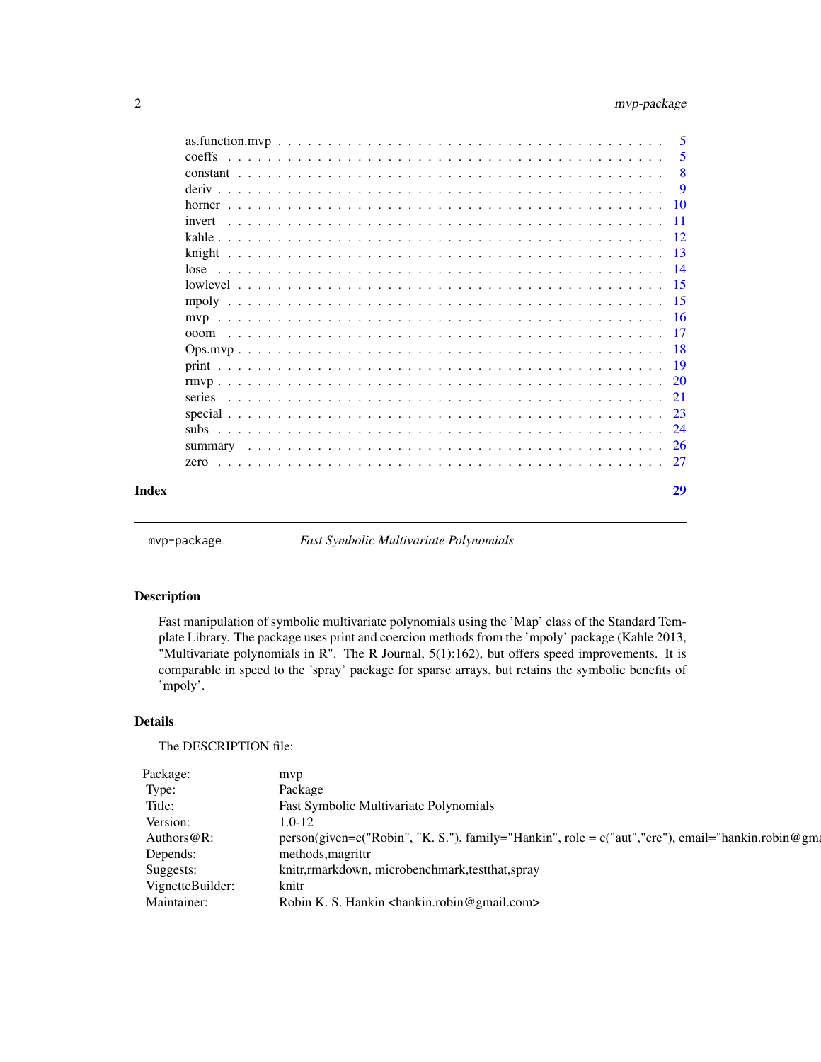| | |
|---|---|
| as.function.mvp | 5 |
| coeffs | 5 |
| constant | 8 |
| deriv | 9 |
| horner | 10 |
| invert | 11 |
| kahle | 12 |
| knight | 13 |
| lose | 14 |
| lowlevel | 15 |
| mpoly | 15 |
| mvp | 16 |
| ooom | 17 |
| Ops.mvp | 18 |
| print | 19 |
| rmvp | 20 |
| series | 21 |
| special | 23 |
| subs | 24 |
| summary | 26 |
| zero | 27 |

**Index** 29

---

`mvp-package` *Fast Symbolic Multivariate Polynomials*

---

## Description

Fast manipulation of symbolic multivariate polynomials using the 'Map' class of the Standard Template Library. The package uses print and coercion methods from the 'mpoly' package (Kahle 2013, "Multivariate polynomials in R". The R Journal, 5(1):162), but offers speed improvements. It is comparable in speed to the 'spray' package for sparse arrays, but retains the symbolic benefits of 'mpoly'.

## Details

The DESCRIPTION file:

| | |
|---|---|
| Package: | mvp |
| Type: | Package |
| Title: | Fast Symbolic Multivariate Polynomials |
| Version: | 1.0-12 |
| Authors@R: | person(given=c("Robin", "K. S."), family="Hankin", role = c("aut","cre"), email="hankin.robin@gma |
| Depends: | methods,magrittr |
| Suggests: | knitr,rmarkdown, microbenchmark,testthat,spray |
| VignetteBuilder: | knitr |
| Maintainer: | Robin K. S. Hankin <hankin.robin@gmail.com> |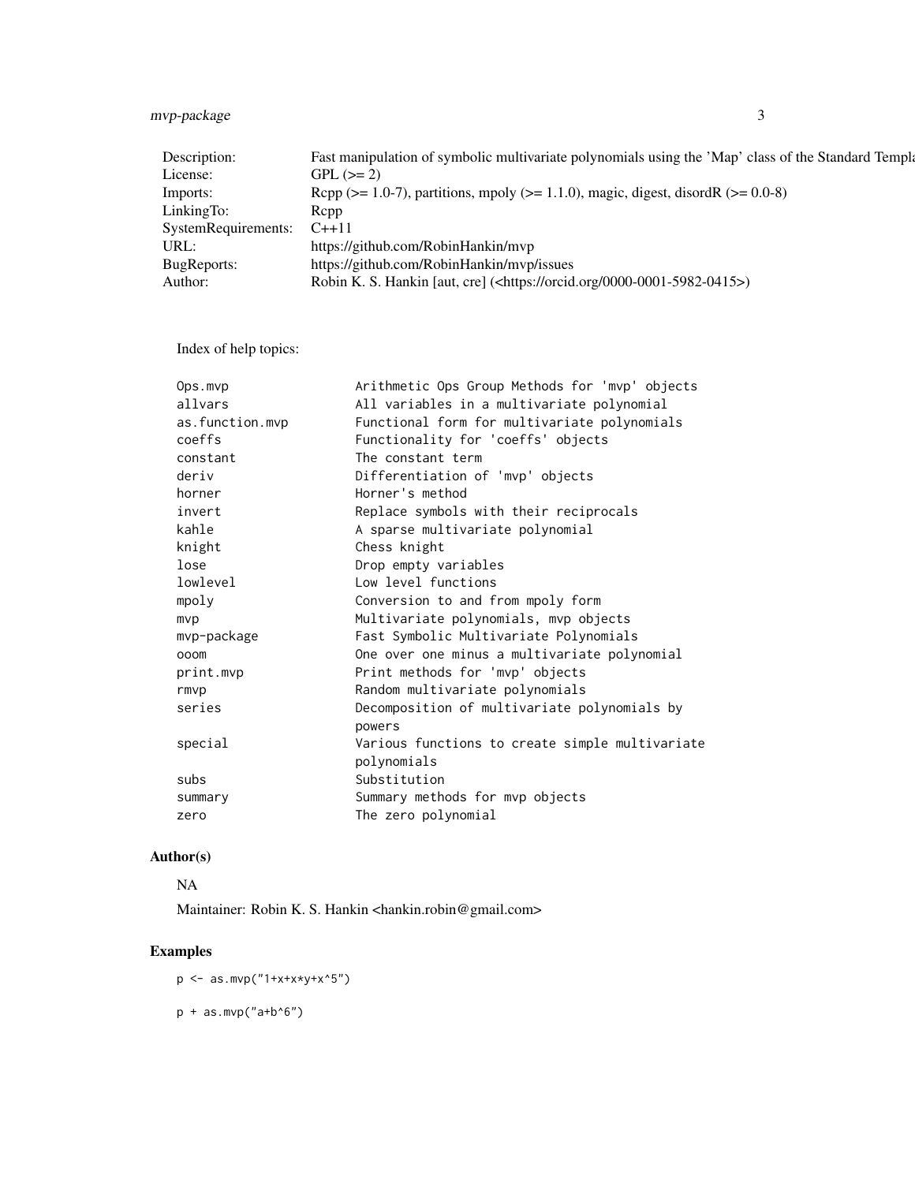| | |
|---|---|
| Description: | Fast manipulation of symbolic multivariate polynomials using the 'Map' class of the Standard Templa |
| License: | GPL (>= 2) |
| Imports: | Rcpp (>= 1.0-7), partitions, mpoly (>= 1.1.0), magic, digest, disordR (>= 0.0-8) |
| LinkingTo: | Rcpp |
| SystemRequirements: | C++11 |
| URL: | https://github.com/RobinHankin/mvp |
| BugReports: | https://github.com/RobinHankin/mvp/issues |
| Author: | Robin K. S. Hankin [aut, cre] (<https://orcid.org/0000-0001-5982-0415>) |

Index of help topics:

```
Ops.mvp                 Arithmetic Ops Group Methods for 'mvp' objects
allvars                 All variables in a multivariate polynomial
as.function.mvp         Functional form for multivariate polynomials
coeffs                  Functionality for 'coeffs' objects
constant                The constant term
deriv                   Differentiation of 'mvp' objects
horner                  Horner's method
invert                  Replace symbols with their reciprocals
kahle                   A sparse multivariate polynomial
knight                  Chess knight
lose                    Drop empty variables
lowlevel                Low level functions
mpoly                   Conversion to and from mpoly form
mvp                     Multivariate polynomials, mvp objects
mvp-package             Fast Symbolic Multivariate Polynomials
ooom                    One over one minus a multivariate polynomial
print.mvp               Print methods for 'mvp' objects
rmvp                    Random multivariate polynomials
series                  Decomposition of multivariate polynomials by
                        powers
special                 Various functions to create simple multivariate
                        polynomials
subs                    Substitution
summary                 Summary methods for mvp objects
zero                    The zero polynomial
```

## Author(s)

NA

Maintainer: Robin K. S. Hankin <hankin.robin@gmail.com>

## Examples

```
p <- as.mvp("1+x+x*y+x^5")

p + as.mvp("a+b^6")
```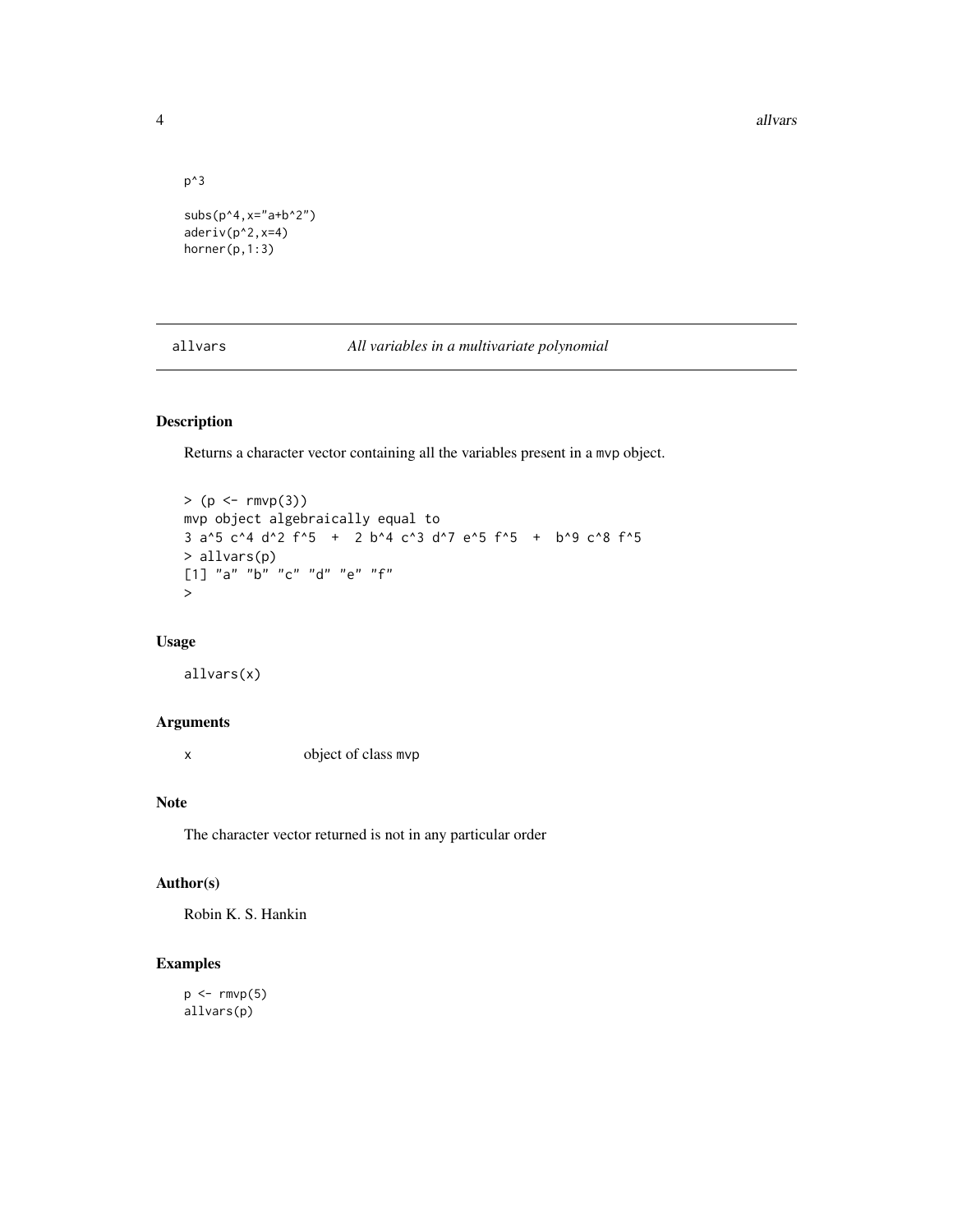```
p^3

subs(p^4,x="a+b^2")
aderiv(p^2,x=4)
horner(p,1:3)
```

## allvars — *All variables in a multivariate polynomial*

### Description

Returns a character vector containing all the variables present in a `mvp` object.

```
> (p <- rmvp(3))
mvp object algebraically equal to
3 a^5 c^4 d^2 f^5  +  2 b^4 c^3 d^7 e^5 f^5  +  b^9 c^8 f^5
> allvars(p)
[1] "a" "b" "c" "d" "e" "f"
>
```

### Usage

```
allvars(x)
```

### Arguments

| | |
|---|---|
| `x` | object of class `mvp` |

### Note

The character vector returned is not in any particular order

### Author(s)

Robin K. S. Hankin

### Examples

```
p <- rmvp(5)
allvars(p)
```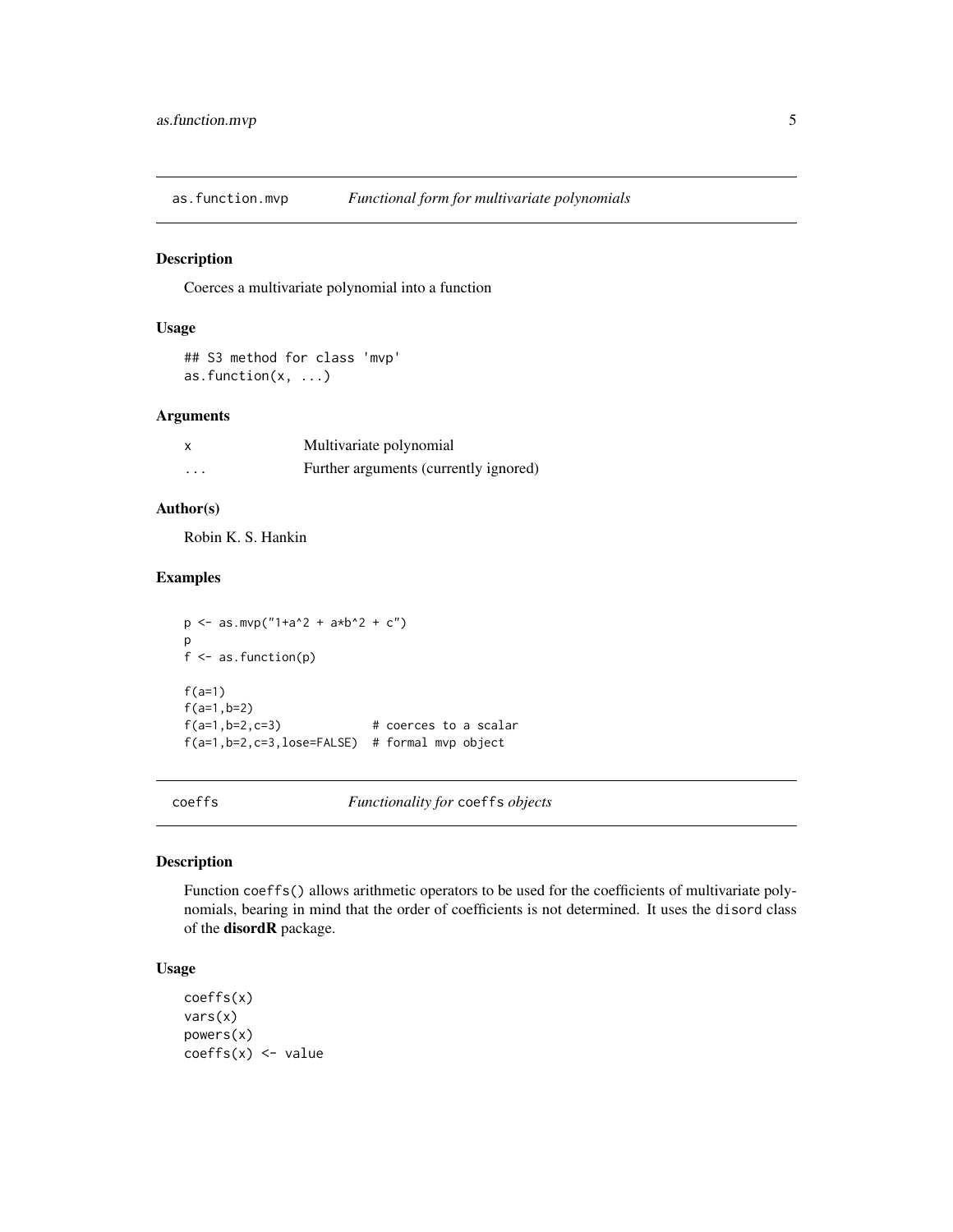## as.function.mvp    *Functional form for multivariate polynomials*

### Description

Coerces a multivariate polynomial into a function

### Usage

```
## S3 method for class 'mvp'
as.function(x, ...)
```

### Arguments

| | |
|---|---|
| x | Multivariate polynomial |
| ... | Further arguments (currently ignored) |

### Author(s)

Robin K. S. Hankin

### Examples

```
p <- as.mvp("1+a^2 + a*b^2 + c")
p
f <- as.function(p)

f(a=1)
f(a=1,b=2)
f(a=1,b=2,c=3)             # coerces to a scalar
f(a=1,b=2,c=3,lose=FALSE)  # formal mvp object
```

## coeffs    *Functionality for* `coeffs` *objects*

### Description

Function `coeffs()` allows arithmetic operators to be used for the coefficients of multivariate polynomials, bearing in mind that the order of coefficients is not determined. It uses the `disord` class of the **disordR** package.

### Usage

```
coeffs(x)
vars(x)
powers(x)
coeffs(x) <- value
```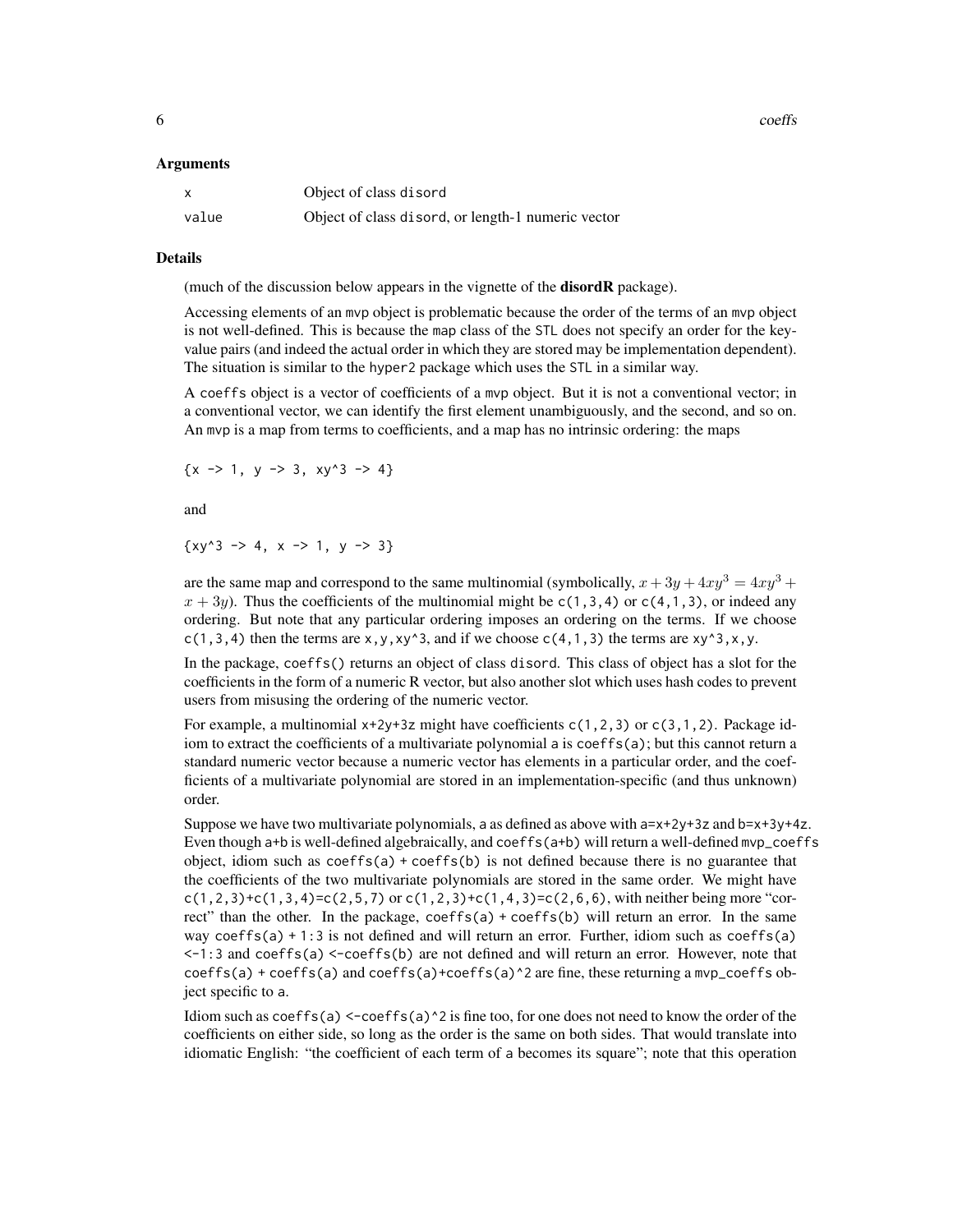### Arguments

| | |
|---|---|
| `x` | Object of class `disord` |
| `value` | Object of class `disord`, or length-1 numeric vector |

### Details

(much of the discussion below appears in the vignette of the **disordR** package).

Accessing elements of an `mvp` object is problematic because the order of the terms of an `mvp` object is not well-defined. This is because the `map` class of the `STL` does not specify an order for the key-value pairs (and indeed the actual order in which they are stored may be implementation dependent). The situation is similar to the `hyper2` package which uses the `STL` in a similar way.

A `coeffs` object is a vector of coefficients of a `mvp` object. But it is not a conventional vector; in a conventional vector, we can identify the first element unambiguously, and the second, and so on. An `mvp` is a map from terms to coefficients, and a map has no intrinsic ordering: the maps

```
{x -> 1, y -> 3, xy^3 -> 4}
```

and

```
{xy^3 -> 4, x -> 1, y -> 3}
```

are the same map and correspond to the same multinomial (symbolically, $x + 3y + 4xy^3 = 4xy^3 + x + 3y$). Thus the coefficients of the multinomial might be `c(1,3,4)` or `c(4,1,3)`, or indeed any ordering. But note that any particular ordering imposes an ordering on the terms. If we choose `c(1,3,4)` then the terms are `x,y,xy^3`, and if we choose `c(4,1,3)` the terms are `xy^3,x,y`.

In the package, `coeffs()` returns an object of class `disord`. This class of object has a slot for the coefficients in the form of a numeric R vector, but also another slot which uses hash codes to prevent users from misusing the ordering of the numeric vector.

For example, a multinomial `x+2y+3z` might have coefficients `c(1,2,3)` or `c(3,1,2)`. Package idiom to extract the coefficients of a multivariate polynomial `a` is `coeffs(a)`; but this cannot return a standard numeric vector because a numeric vector has elements in a particular order, and the coefficients of a multivariate polynomial are stored in an implementation-specific (and thus unknown) order.

Suppose we have two multivariate polynomials, `a` as defined as above with `a=x+2y+3z` and `b=x+3y+4z`. Even though `a+b` is well-defined algebraically, and `coeffs(a+b)` will return a well-defined `mvp_coeffs` object, idiom such as `coeffs(a) + coeffs(b)` is not defined because there is no guarantee that the coefficients of the two multivariate polynomials are stored in the same order. We might have `c(1,2,3)+c(1,3,4)=c(2,5,7)` or `c(1,2,3)+c(1,4,3)=c(2,6,6)`, with neither being more "correct" than the other. In the package, `coeffs(a) + coeffs(b)` will return an error. In the same way `coeffs(a) + 1:3` is not defined and will return an error. Further, idiom such as `coeffs(a) <-1:3` and `coeffs(a) <-coeffs(b)` are not defined and will return an error. However, note that `coeffs(a) + coeffs(a)` and `coeffs(a)+coeffs(a)^2` are fine, these returning a `mvp_coeffs` object specific to `a`.

Idiom such as `coeffs(a) <-coeffs(a)^2` is fine too, for one does not need to know the order of the coefficients on either side, so long as the order is the same on both sides. That would translate into idiomatic English: "the coefficient of each term of `a` becomes its square"; note that this operation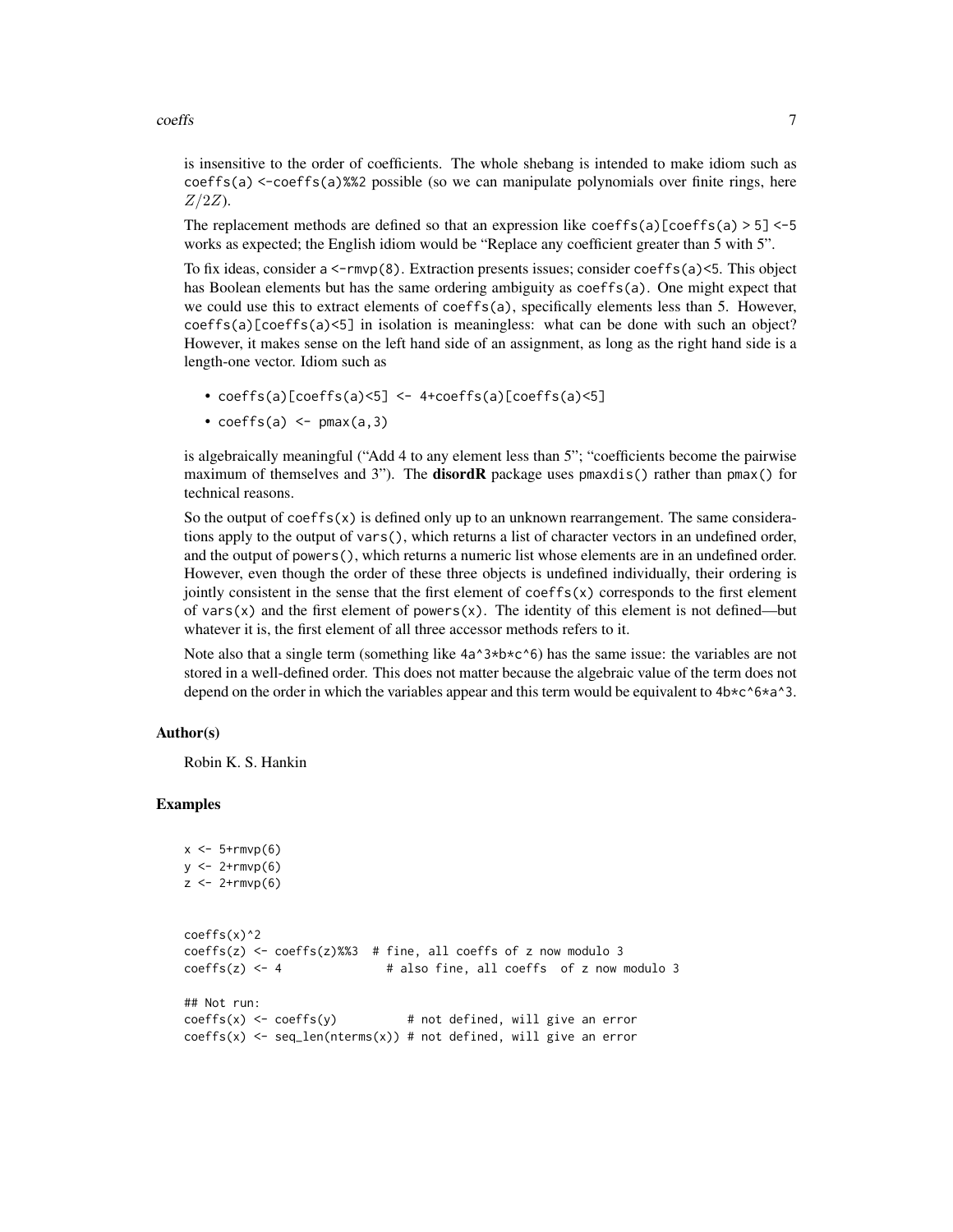is insensitive to the order of coefficients. The whole shebang is intended to make idiom such as `coeffs(a) <-coeffs(a)%%2` possible (so we can manipulate polynomials over finite rings, here $Z/2Z$).

The replacement methods are defined so that an expression like `coeffs(a)[coeffs(a) > 5] <-5` works as expected; the English idiom would be "Replace any coefficient greater than 5 with 5".

To fix ideas, consider `a <-rmvp(8)`. Extraction presents issues; consider `coeffs(a)<5`. This object has Boolean elements but has the same ordering ambiguity as `coeffs(a)`. One might expect that we could use this to extract elements of `coeffs(a)`, specifically elements less than 5. However, `coeffs(a)[coeffs(a)<5]` in isolation is meaningless: what can be done with such an object? However, it makes sense on the left hand side of an assignment, as long as the right hand side is a length-one vector. Idiom such as

- `coeffs(a)[coeffs(a)<5] <- 4+coeffs(a)[coeffs(a)<5]`
- `coeffs(a) <- pmax(a,3)`

is algebraically meaningful ("Add 4 to any element less than 5"; "coefficients become the pairwise maximum of themselves and 3"). The **disordR** package uses `pmaxdis()` rather than `pmax()` for technical reasons.

So the output of `coeffs(x)` is defined only up to an unknown rearrangement. The same considerations apply to the output of `vars()`, which returns a list of character vectors in an undefined order, and the output of `powers()`, which returns a numeric list whose elements are in an undefined order. However, even though the order of these three objects is undefined individually, their ordering is jointly consistent in the sense that the first element of `coeffs(x)` corresponds to the first element of `vars(x)` and the first element of `powers(x)`. The identity of this element is not defined—but whatever it is, the first element of all three accessor methods refers to it.

Note also that a single term (something like `4a^3*b*c^6`) has the same issue: the variables are not stored in a well-defined order. This does not matter because the algebraic value of the term does not depend on the order in which the variables appear and this term would be equivalent to `4b*c^6*a^3`.

### Author(s)

Robin K. S. Hankin

### Examples

```
x <- 5+rmvp(6)
y <- 2+rmvp(6)
z <- 2+rmvp(6)


coeffs(x)^2
coeffs(z) <- coeffs(z)%%3  # fine, all coeffs of z now modulo 3
coeffs(z) <- 4              # also fine, all coeffs  of z now modulo 3

## Not run:
coeffs(x) <- coeffs(y)          # not defined, will give an error
coeffs(x) <- seq_len(nterms(x)) # not defined, will give an error
```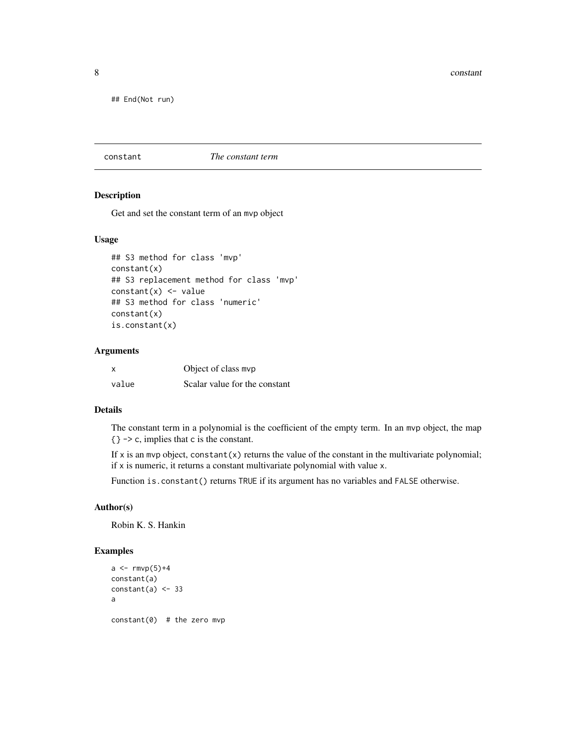```
## End(Not run)
```

## constant *The constant term*

### Description

Get and set the constant term of an mvp object

### Usage

```
## S3 method for class 'mvp'
constant(x)
## S3 replacement method for class 'mvp'
constant(x) <- value
## S3 method for class 'numeric'
constant(x)
is.constant(x)
```

### Arguments

| | |
|---|---|
| x | Object of class mvp |
| value | Scalar value for the constant |

### Details

The constant term in a polynomial is the coefficient of the empty term. In an mvp object, the map {} -> c, implies that c is the constant.

If x is an mvp object, constant(x) returns the value of the constant in the multivariate polynomial; if x is numeric, it returns a constant multivariate polynomial with value x.

Function is.constant() returns TRUE if its argument has no variables and FALSE otherwise.

### Author(s)

Robin K. S. Hankin

### Examples

```
a <- rmvp(5)+4
constant(a)
constant(a) <- 33
a

constant(0)  # the zero mvp
```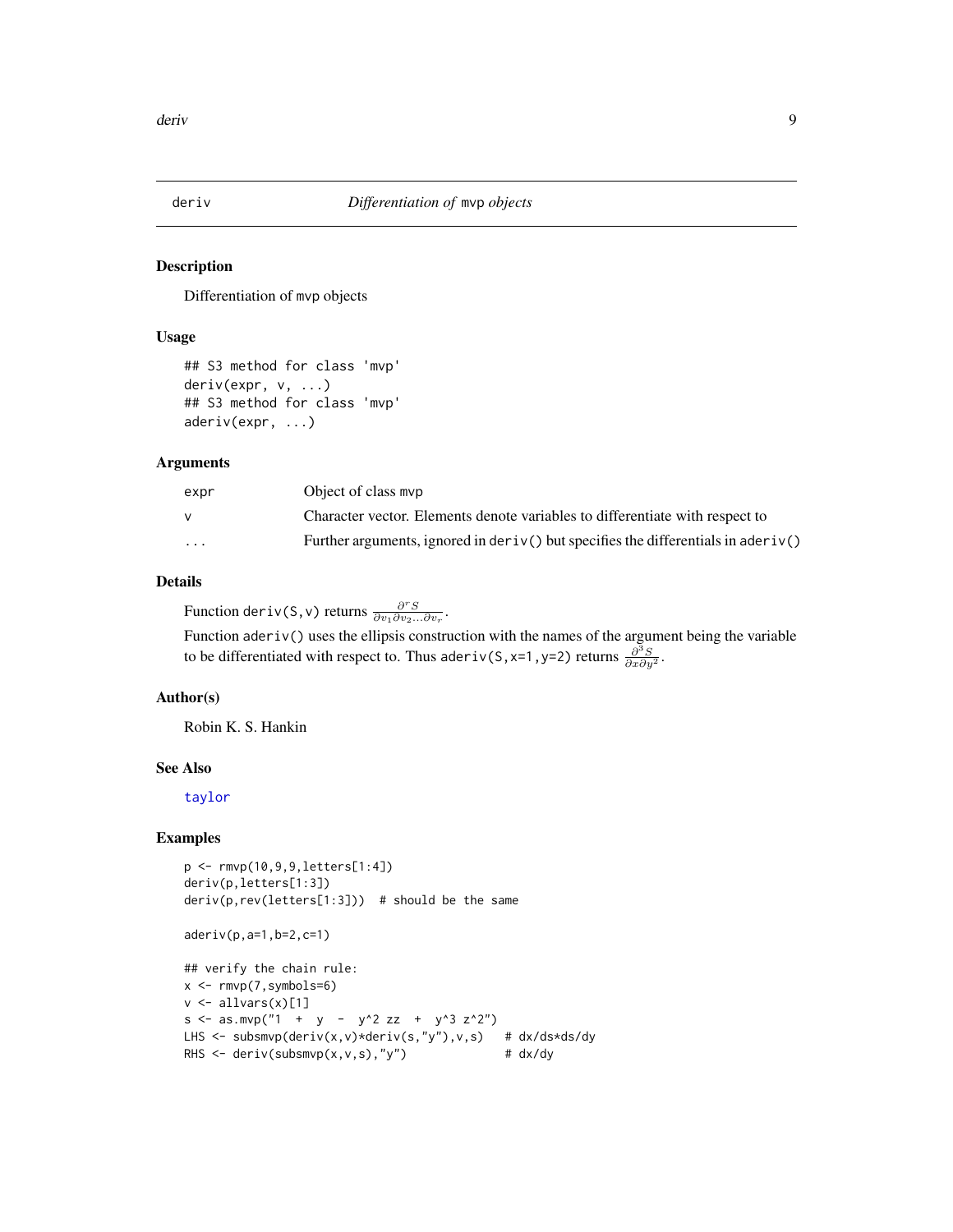# deriv — *Differentiation of* mvp *objects*

## Description

Differentiation of mvp objects

## Usage

```
## S3 method for class 'mvp'
deriv(expr, v, ...)
## S3 method for class 'mvp'
aderiv(expr, ...)
```

## Arguments

| | |
|---|---|
| expr | Object of class mvp |
| v | Character vector. Elements denote variables to differentiate with respect to |
| ... | Further arguments, ignored in deriv() but specifies the differentials in aderiv() |

## Details

Function deriv(S,v) returns $\frac{\partial^r S}{\partial v_1 \partial v_2 \ldots \partial v_r}$.

Function aderiv() uses the ellipsis construction with the names of the argument being the variable to be differentiated with respect to. Thus aderiv(S,x=1,y=2) returns $\frac{\partial^3 S}{\partial x \partial y^2}$.

## Author(s)

Robin K. S. Hankin

## See Also

taylor

## Examples

```
p <- rmvp(10,9,9,letters[1:4])
deriv(p,letters[1:3])
deriv(p,rev(letters[1:3]))  # should be the same

aderiv(p,a=1,b=2,c=1)

## verify the chain rule:
x <- rmvp(7,symbols=6)
v <- allvars(x)[1]
s <- as.mvp("1  +  y  -  y^2 zz  +  y^3 z^2")
LHS <- subsmvp(deriv(x,v)*deriv(s,"y"),v,s)   # dx/ds*ds/dy
RHS <- deriv(subsmvp(x,v,s),"y")              # dx/dy
```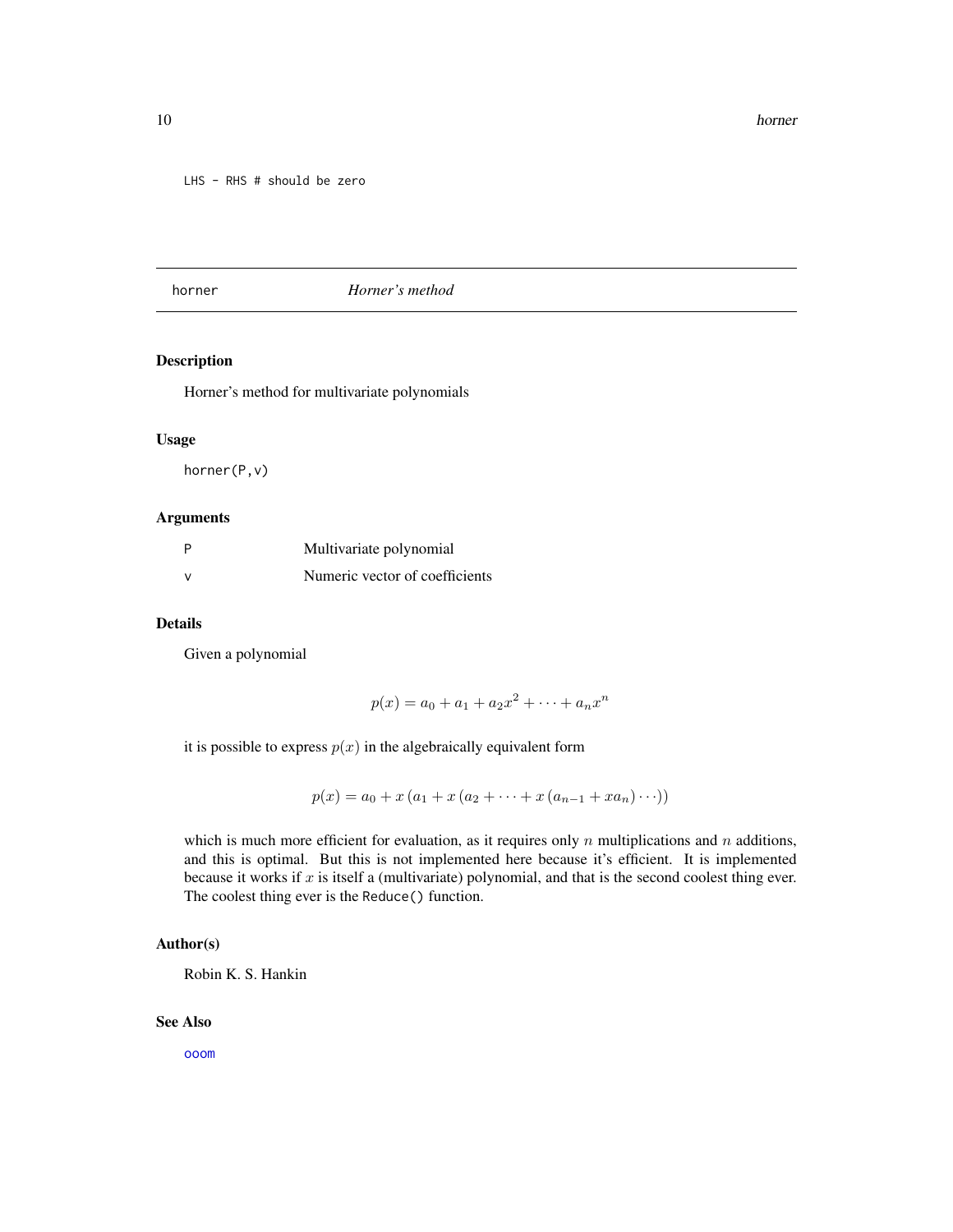```
LHS - RHS # should be zero
```

---

## horner — *Horner's method*

---

### Description

Horner's method for multivariate polynomials

### Usage

```
horner(P,v)
```

### Arguments

| | |
|---|---|
| P | Multivariate polynomial |
| v | Numeric vector of coefficients |

### Details

Given a polynomial

$$p(x) = a_0 + a_1 + a_2x^2 + \cdots + a_nx^n$$

it is possible to express $p(x)$ in the algebraically equivalent form

$$p(x) = a_0 + x\left(a_1 + x\left(a_2 + \cdots + x\left(a_{n-1} + xa_n\right)\cdots\right)\right)$$

which is much more efficient for evaluation, as it requires only $n$ multiplications and $n$ additions, and this is optimal. But this is not implemented here because it's efficient. It is implemented because it works if $x$ is itself a (multivariate) polynomial, and that is the second coolest thing ever. The coolest thing ever is the `Reduce()` function.

### Author(s)

Robin K. S. Hankin

### See Also

ooom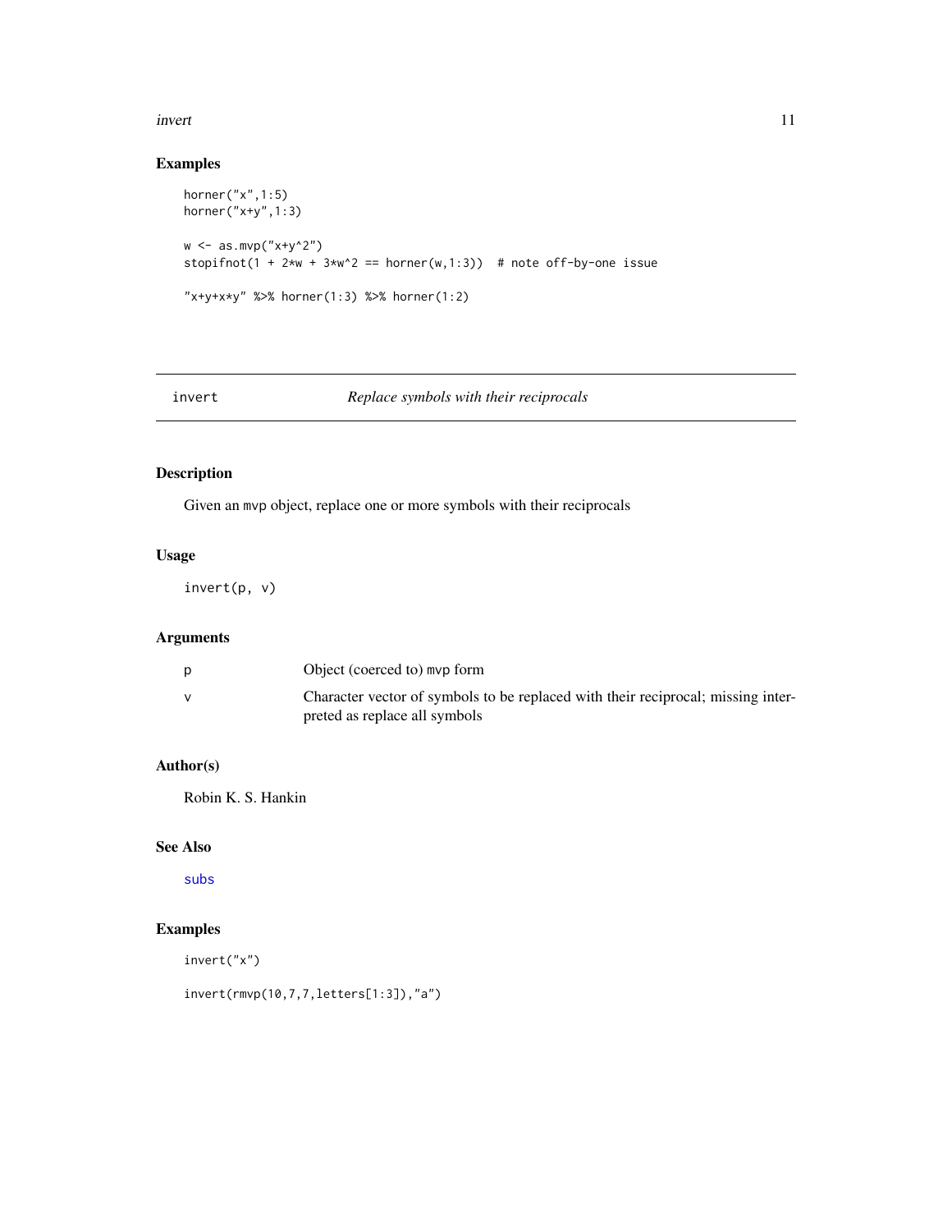## Examples

```
horner("x",1:5)
horner("x+y",1:3)

w <- as.mvp("x+y^2")
stopifnot(1 + 2*w + 3*w^2 == horner(w,1:3))  # note off-by-one issue

"x+y+x*y" %>% horner(1:3) %>% horner(1:2)
```

---

# invert *Replace symbols with their reciprocals*

## Description

Given an mvp object, replace one or more symbols with their reciprocals

## Usage

```
invert(p, v)
```

## Arguments

| | |
|---|---|
| p | Object (coerced to) mvp form |
| v | Character vector of symbols to be replaced with their reciprocal; missing interpreted as replace all symbols |

## Author(s)

Robin K. S. Hankin

## See Also

subs

## Examples

```
invert("x")

invert(rmvp(10,7,7,letters[1:3]),"a")
```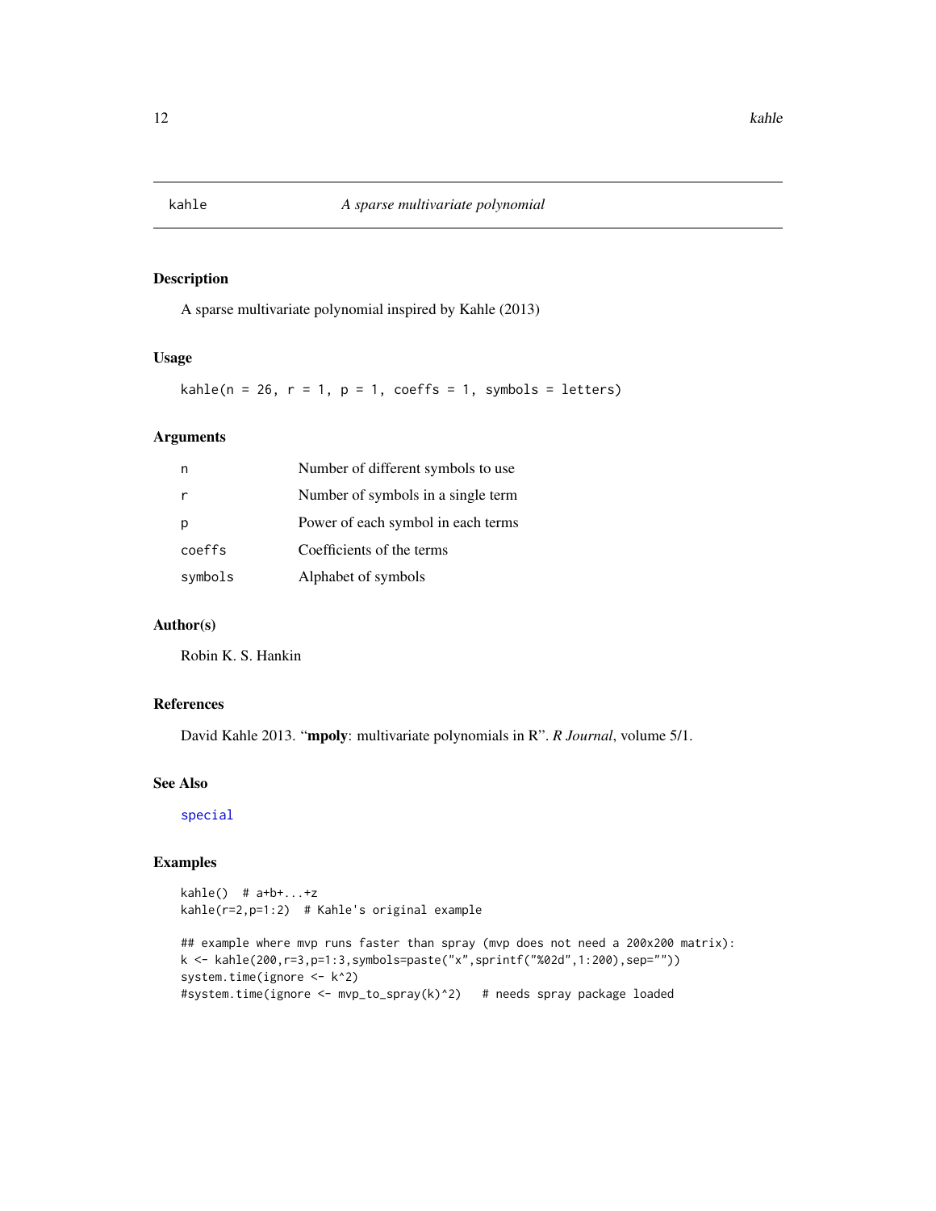# kahle — A sparse multivariate polynomial

## Description

A sparse multivariate polynomial inspired by Kahle (2013)

## Usage

```
kahle(n = 26, r = 1, p = 1, coeffs = 1, symbols = letters)
```

## Arguments

| | |
|---|---|
| `n` | Number of different symbols to use |
| `r` | Number of symbols in a single term |
| `p` | Power of each symbol in each terms |
| `coeffs` | Coefficients of the terms |
| `symbols` | Alphabet of symbols |

## Author(s)

Robin K. S. Hankin

## References

David Kahle 2013. "**mpoly**: multivariate polynomials in R". *R Journal*, volume 5/1.

## See Also

`special`

## Examples

```
kahle()  # a+b+...+z
kahle(r=2,p=1:2)  # Kahle's original example

## example where mvp runs faster than spray (mvp does not need a 200x200 matrix):
k <- kahle(200,r=3,p=1:3,symbols=paste("x",sprintf("%02d",1:200),sep=""))
system.time(ignore <- k^2)
#system.time(ignore <- mvp_to_spray(k)^2)   # needs spray package loaded
```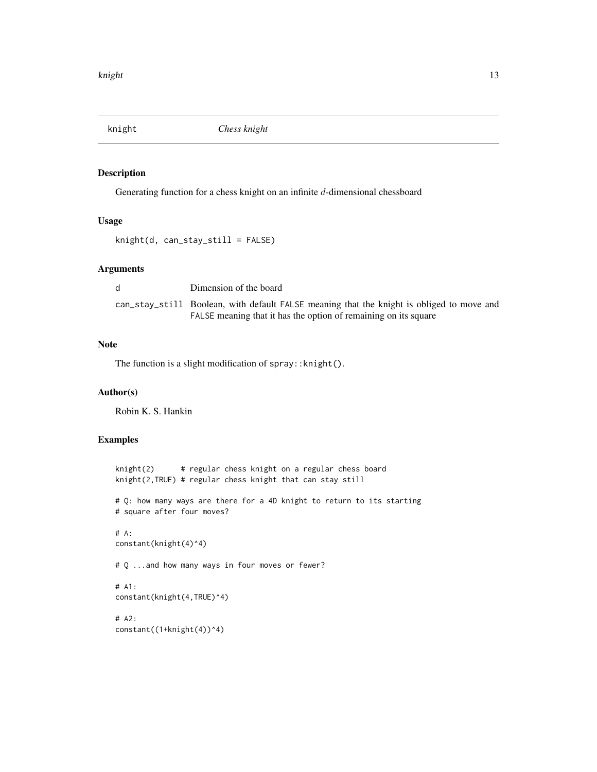knight *Chess knight*

## Description

Generating function for a chess knight on an infinite $d$-dimensional chessboard

## Usage

```
knight(d, can_stay_still = FALSE)
```

## Arguments

| | |
|---|---|
| d | Dimension of the board |
| can_stay_still | Boolean, with default FALSE meaning that the knight is obliged to move and FALSE meaning that it has the option of remaining on its square |

## Note

The function is a slight modification of `spray::knight()`.

## Author(s)

Robin K. S. Hankin

## Examples

```
knight(2)      # regular chess knight on a regular chess board
knight(2,TRUE) # regular chess knight that can stay still

# Q: how many ways are there for a 4D knight to return to its starting
# square after four moves?

# A:
constant(knight(4)^4)

# Q ...and how many ways in four moves or fewer?

# A1:
constant(knight(4,TRUE)^4)

# A2:
constant((1+knight(4))^4)
```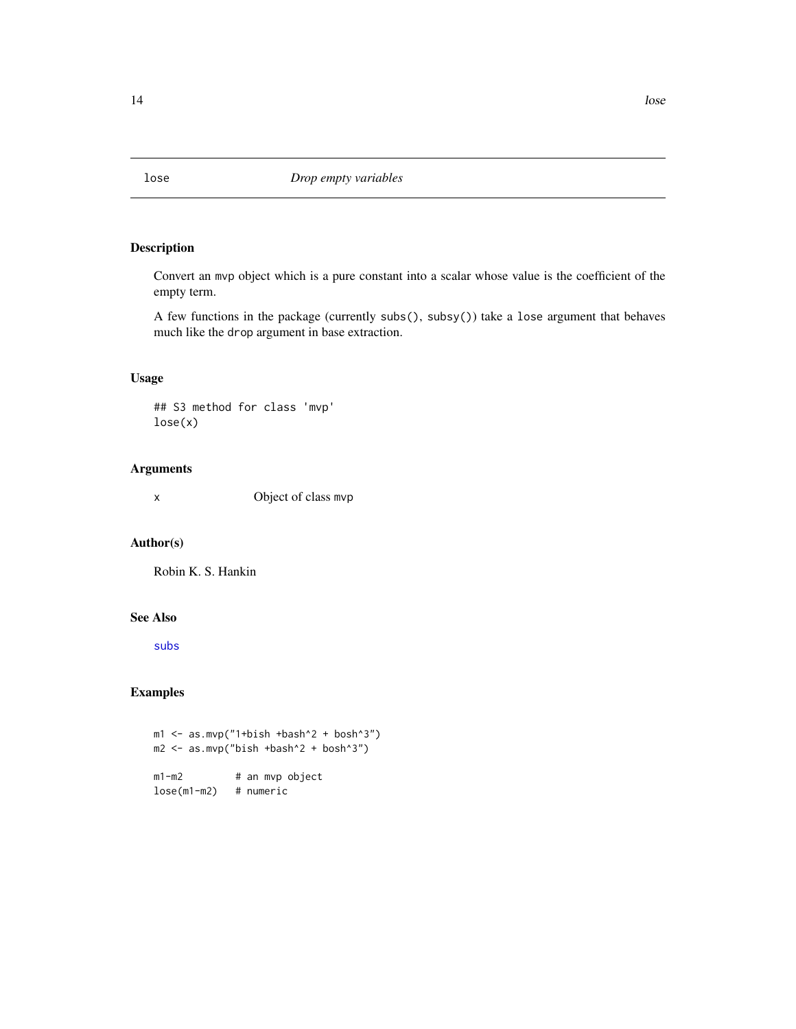# lose — *Drop empty variables*

## Description

Convert an `mvp` object which is a pure constant into a scalar whose value is the coefficient of the empty term.

A few functions in the package (currently `subs()`, `subsy()`) take a `lose` argument that behaves much like the `drop` argument in base extraction.

## Usage

```
## S3 method for class 'mvp'
lose(x)
```

## Arguments

| | |
|---|---|
| x | Object of class `mvp` |

## Author(s)

Robin K. S. Hankin

## See Also

`subs`

## Examples

```
m1 <- as.mvp("1+bish +bash^2 + bosh^3")
m2 <- as.mvp("bish +bash^2 + bosh^3")

m1-m2         # an mvp object
lose(m1-m2)   # numeric
```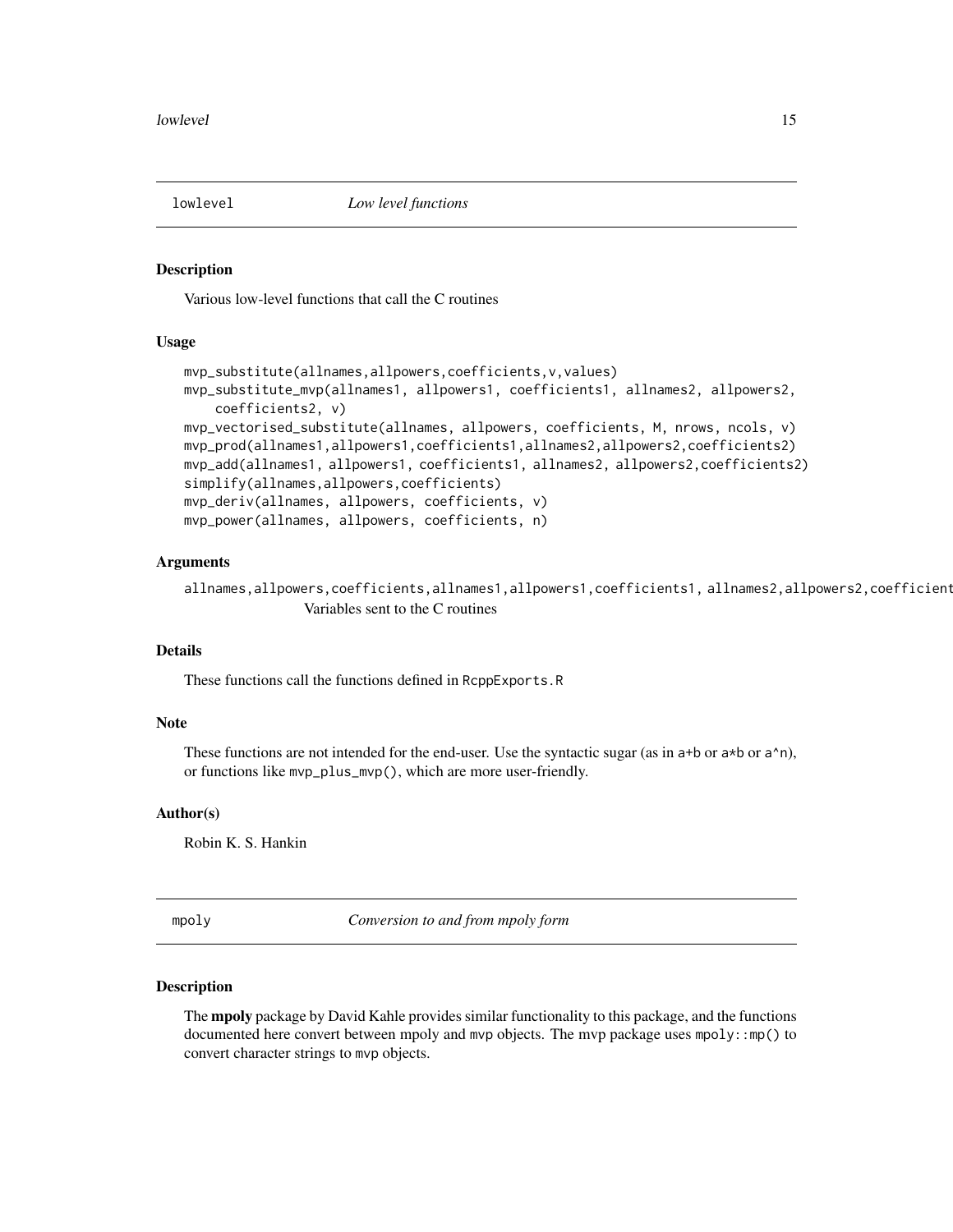## lowlevel *Low level functions*

### Description

Various low-level functions that call the C routines

### Usage

```
mvp_substitute(allnames,allpowers,coefficients,v,values)
mvp_substitute_mvp(allnames1, allpowers1, coefficients1, allnames2, allpowers2,
    coefficients2, v)
mvp_vectorised_substitute(allnames, allpowers, coefficients, M, nrows, ncols, v)
mvp_prod(allnames1,allpowers1,coefficients1,allnames2,allpowers2,coefficients2)
mvp_add(allnames1, allpowers1, coefficients1, allnames2, allpowers2,coefficients2)
simplify(allnames,allpowers,coefficients)
mvp_deriv(allnames, allpowers, coefficients, v)
mvp_power(allnames, allpowers, coefficients, n)
```

### Arguments

`allnames,allpowers,coefficients,allnames1,allpowers1,coefficients1, allnames2,allpowers2,coefficient`
Variables sent to the C routines

### Details

These functions call the functions defined in `RcppExports.R`

### Note

These functions are not intended for the end-user. Use the syntactic sugar (as in `a+b` or `a*b` or `a^n`), or functions like `mvp_plus_mvp()`, which are more user-friendly.

### Author(s)

Robin K. S. Hankin

## mpoly *Conversion to and from mpoly form*

### Description

The **mpoly** package by David Kahle provides similar functionality to this package, and the functions documented here convert between mpoly and `mvp` objects. The mvp package uses `mpoly::mp()` to convert character strings to `mvp` objects.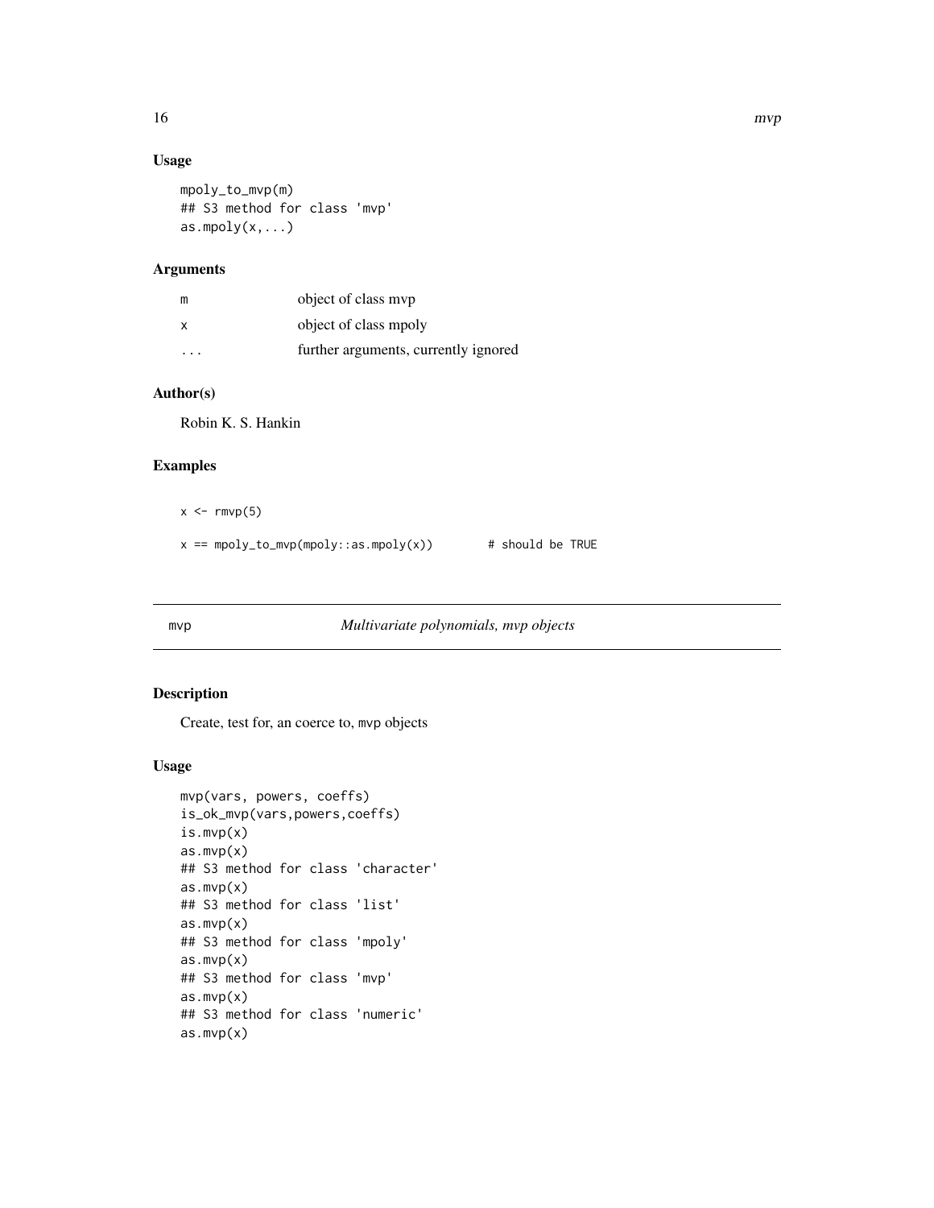## Usage

```
mpoly_to_mvp(m)
## S3 method for class 'mvp'
as.mpoly(x,...)
```

## Arguments

| | |
|---|---|
| m | object of class mvp |
| x | object of class mpoly |
| ... | further arguments, currently ignored |

## Author(s)

Robin K. S. Hankin

## Examples

```
x <- rmvp(5)

x == mpoly_to_mvp(mpoly::as.mpoly(x))        # should be TRUE
```

---

mvp *Multivariate polynomials, mvp objects*

---

## Description

Create, test for, an coerce to, mvp objects

## Usage

```
mvp(vars, powers, coeffs)
is_ok_mvp(vars,powers,coeffs)
is.mvp(x)
as.mvp(x)
## S3 method for class 'character'
as.mvp(x)
## S3 method for class 'list'
as.mvp(x)
## S3 method for class 'mpoly'
as.mvp(x)
## S3 method for class 'mvp'
as.mvp(x)
## S3 method for class 'numeric'
as.mvp(x)
```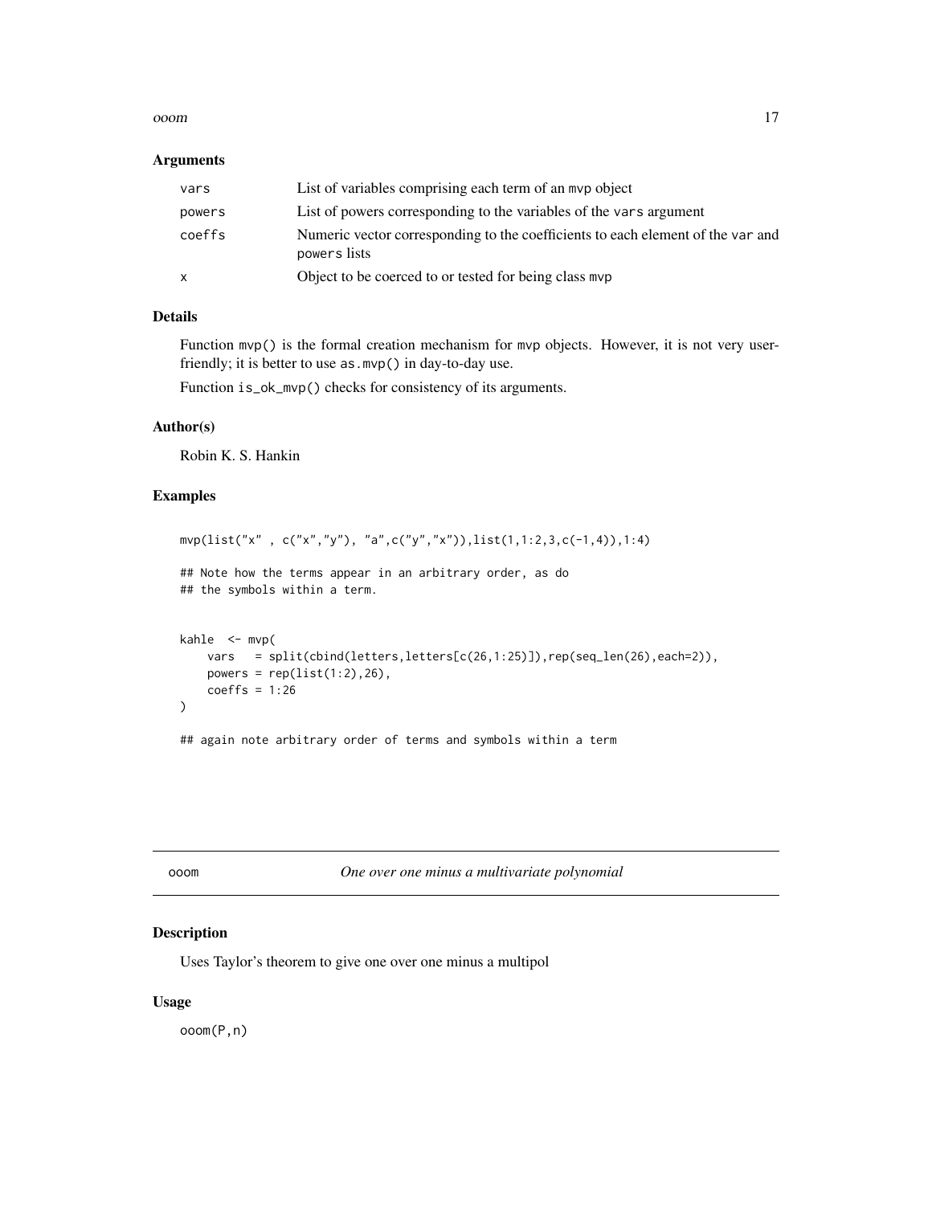## Arguments

| | |
|---|---|
| vars | List of variables comprising each term of an mvp object |
| powers | List of powers corresponding to the variables of the vars argument |
| coeffs | Numeric vector corresponding to the coefficients to each element of the var and powers lists |
| x | Object to be coerced to or tested for being class mvp |

## Details

Function `mvp()` is the formal creation mechanism for mvp objects. However, it is not very user-friendly; it is better to use `as.mvp()` in day-to-day use.

Function `is_ok_mvp()` checks for consistency of its arguments.

## Author(s)

Robin K. S. Hankin

## Examples

```
mvp(list("x" , c("x","y"), "a",c("y","x")),list(1,1:2,3,c(-1,4)),1:4)

## Note how the terms appear in an arbitrary order, as do
## the symbols within a term.


kahle  <- mvp(
    vars   = split(cbind(letters,letters[c(26,1:25)]),rep(seq_len(26),each=2)),
    powers = rep(list(1:2),26),
    coeffs = 1:26
)

## again note arbitrary order of terms and symbols within a term
```

---

# ooom — *One over one minus a multivariate polynomial*

## Description

Uses Taylor's theorem to give one over one minus a multipol

## Usage

```
ooom(P,n)
```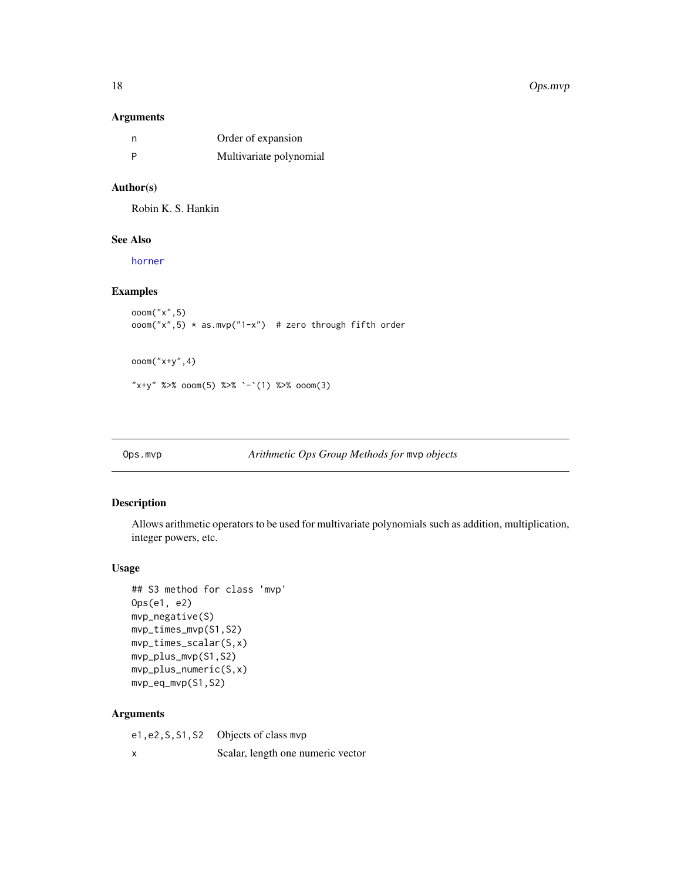### Arguments

| | |
|---|---|
| n | Order of expansion |
| P | Multivariate polynomial |

### Author(s)

Robin K. S. Hankin

### See Also

horner

### Examples

```
ooom("x",5)
ooom("x",5) * as.mvp("1-x")  # zero through fifth order


ooom("x+y",4)

"x+y" %>% ooom(5) %>% `-`(1) %>% ooom(3)
```

---

## Ops.mvp *Arithmetic Ops Group Methods for* mvp *objects*

### Description

Allows arithmetic operators to be used for multivariate polynomials such as addition, multiplication, integer powers, etc.

### Usage

```
## S3 method for class 'mvp'
Ops(e1, e2)
mvp_negative(S)
mvp_times_mvp(S1,S2)
mvp_times_scalar(S,x)
mvp_plus_mvp(S1,S2)
mvp_plus_numeric(S,x)
mvp_eq_mvp(S1,S2)
```

### Arguments

| | |
|---|---|
| e1,e2,S,S1,S2 | Objects of class mvp |
| x | Scalar, length one numeric vector |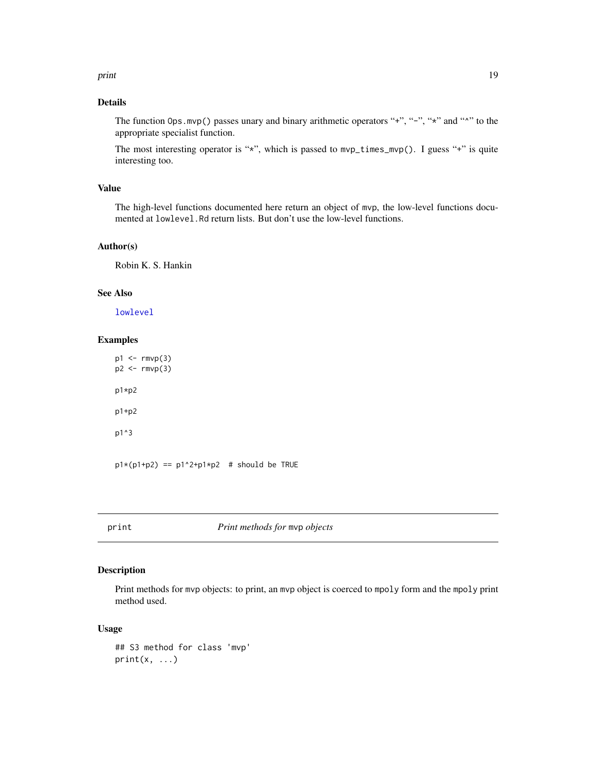### Details

The function `Ops.mvp()` passes unary and binary arithmetic operators "+", "-", "*" and "^" to the appropriate specialist function.

The most interesting operator is "*", which is passed to `mvp_times_mvp()`. I guess "+" is quite interesting too.

### Value

The high-level functions documented here return an object of `mvp`, the low-level functions documented at `lowlevel.Rd` return lists. But don't use the low-level functions.

### Author(s)

Robin K. S. Hankin

### See Also

`lowlevel`

### Examples

```
p1 <- rmvp(3)
p2 <- rmvp(3)

p1*p2

p1+p2

p1^3


p1*(p1+p2) == p1^2+p1*p2  # should be TRUE
```

---

## print — *Print methods for mvp objects*

### Description

Print methods for `mvp` objects: to print, an `mvp` object is coerced to `mpoly` form and the `mpoly` print method used.

### Usage

```
## S3 method for class 'mvp'
print(x, ...)
```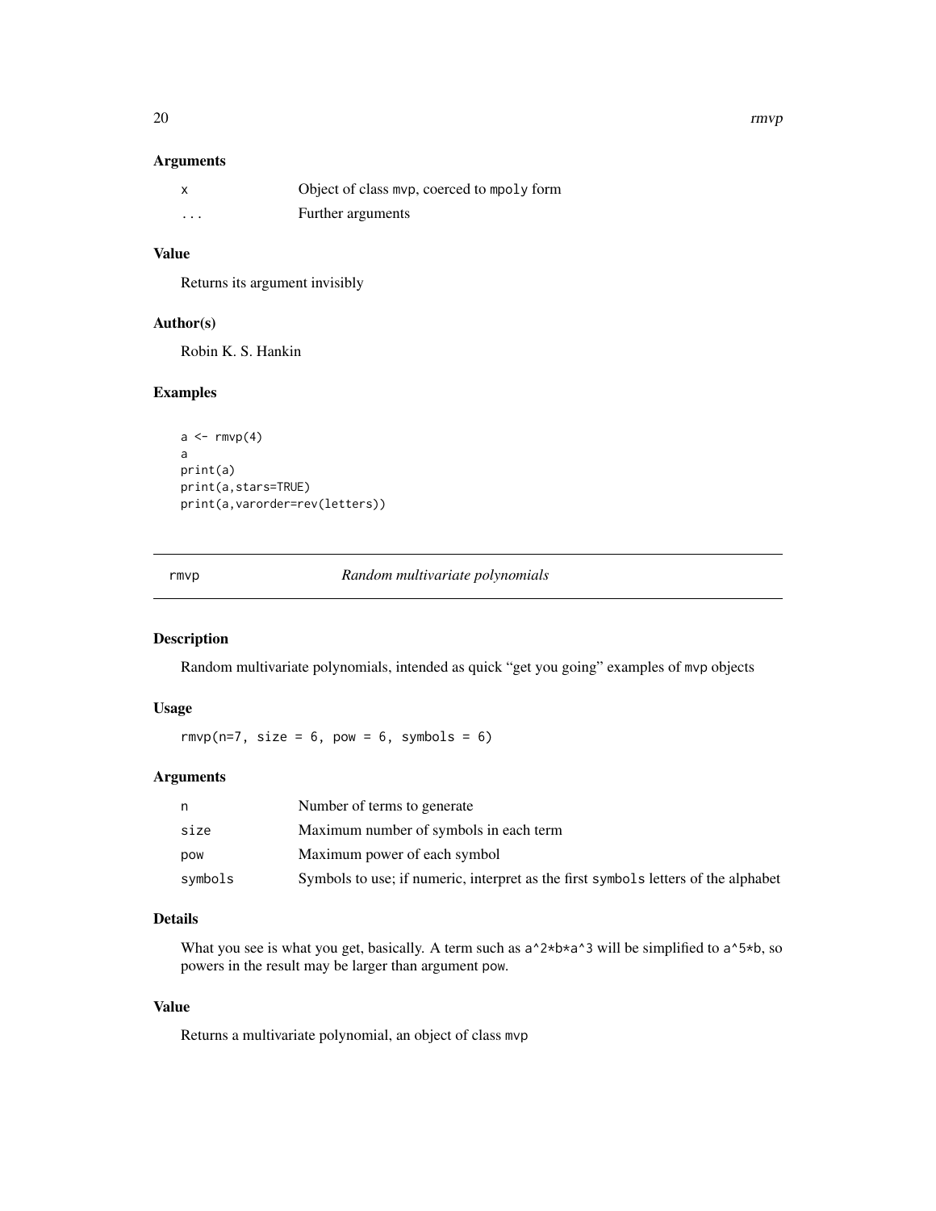### Arguments

| | |
|---|---|
| `x` | Object of class `mvp`, coerced to `mpoly` form |
| `...` | Further arguments |

### Value

Returns its argument invisibly

### Author(s)

Robin K. S. Hankin

### Examples

```
a <- rmvp(4)
a
print(a)
print(a,stars=TRUE)
print(a,varorder=rev(letters))
```

---

## rmvp — *Random multivariate polynomials*

---

### Description

Random multivariate polynomials, intended as quick "get you going" examples of `mvp` objects

### Usage

```
rmvp(n=7, size = 6, pow = 6, symbols = 6)
```

### Arguments

| | |
|---|---|
| `n` | Number of terms to generate |
| `size` | Maximum number of symbols in each term |
| `pow` | Maximum power of each symbol |
| `symbols` | Symbols to use; if numeric, interpret as the first `symbols` letters of the alphabet |

### Details

What you see is what you get, basically. A term such as `a^2*b*a^3` will be simplified to `a^5*b`, so powers in the result may be larger than argument `pow`.

### Value

Returns a multivariate polynomial, an object of class `mvp`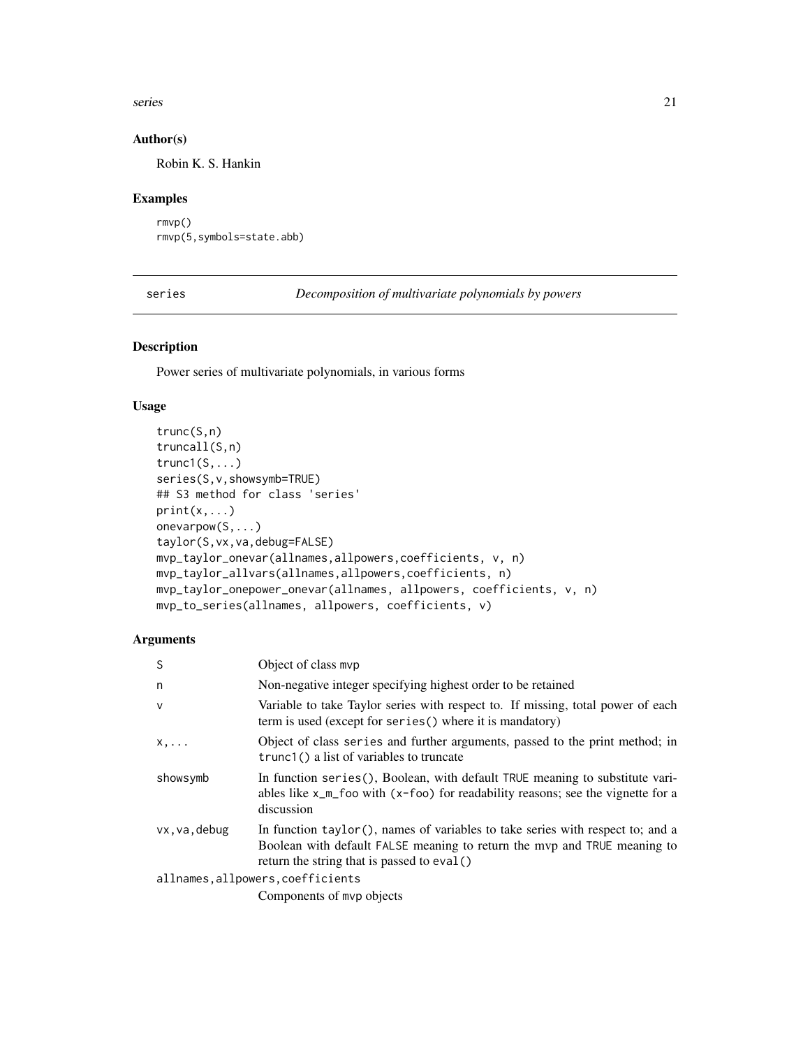### Author(s)

Robin K. S. Hankin

### Examples

```
rmvp()
rmvp(5,symbols=state.abb)
```

---

## series — *Decomposition of multivariate polynomials by powers*

---

### Description

Power series of multivariate polynomials, in various forms

### Usage

```
trunc(S,n)
truncall(S,n)
trunc1(S,...)
series(S,v,showsymb=TRUE)
## S3 method for class 'series'
print(x,...)
onevarpow(S,...)
taylor(S,vx,va,debug=FALSE)
mvp_taylor_onevar(allnames,allpowers,coefficients, v, n)
mvp_taylor_allvars(allnames,allpowers,coefficients, n)
mvp_taylor_onepower_onevar(allnames, allpowers, coefficients, v, n)
mvp_to_series(allnames, allpowers, coefficients, v)
```

### Arguments

| | |
|---|---|
| `S` | Object of class `mvp` |
| `n` | Non-negative integer specifying highest order to be retained |
| `v` | Variable to take Taylor series with respect to. If missing, total power of each term is used (except for `series()` where it is mandatory) |
| `x,...` | Object of class `series` and further arguments, passed to the print method; in `trunc1()` a list of variables to truncate |
| `showsymb` | In function `series()`, Boolean, with default `TRUE` meaning to substitute variables like `x_m_foo` with `(x-foo)` for readability reasons; see the vignette for a discussion |
| `vx,va,debug` | In function `taylor()`, names of variables to take series with respect to; and a Boolean with default `FALSE` meaning to return the mvp and `TRUE` meaning to return the string that is passed to `eval()` |
| `allnames,allpowers,coefficients` | Components of `mvp` objects |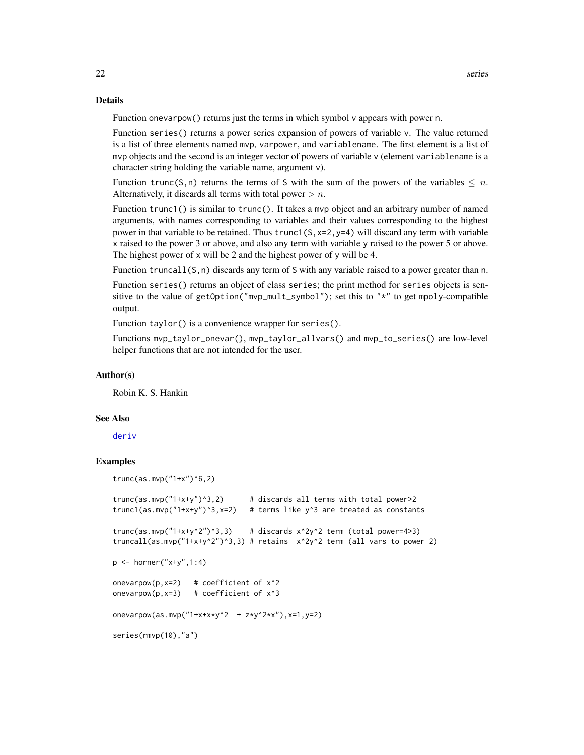## Details

Function `onevarpow()` returns just the terms in which symbol `v` appears with power `n`.

Function `series()` returns a power series expansion of powers of variable `v`. The value returned is a list of three elements named `mvp`, `varpower`, and `variablename`. The first element is a list of `mvp` objects and the second is an integer vector of powers of variable `v` (element `variablename` is a character string holding the variable name, argument `v`).

Function `trunc(S,n)` returns the terms of `S` with the sum of the powers of the variables $\leq n$. Alternatively, it discards all terms with total power $> n$.

Function `trunc1()` is similar to `trunc()`. It takes a `mvp` object and an arbitrary number of named arguments, with names corresponding to variables and their values corresponding to the highest power in that variable to be retained. Thus `trunc1(S,x=2,y=4)` will discard any term with variable `x` raised to the power 3 or above, and also any term with variable `y` raised to the power 5 or above. The highest power of `x` will be 2 and the highest power of `y` will be 4.

Function `truncall(S,n)` discards any term of `S` with any variable raised to a power greater than `n`.

Function `series()` returns an object of class `series`; the print method for `series` objects is sensitive to the value of `getOption("mvp_mult_symbol")`; set this to `"*"` to get `mpoly`-compatible output.

Function `taylor()` is a convenience wrapper for `series()`.

Functions `mvp_taylor_onevar()`, `mvp_taylor_allvars()` and `mvp_to_series()` are low-level helper functions that are not intended for the user.

## Author(s)

Robin K. S. Hankin

## See Also

deriv

## Examples

```
trunc(as.mvp("1+x")^6,2)

trunc(as.mvp("1+x+y")^3,2)      # discards all terms with total power>2
trunc1(as.mvp("1+x+y")^3,x=2)   # terms like y^3 are treated as constants

trunc(as.mvp("1+x+y^2")^3,3)    # discards x^2y^2 term (total power=4>3)
truncall(as.mvp("1+x+y^2")^3,3) # retains  x^2y^2 term (all vars to power 2)

p <- horner("x+y",1:4)

onevarpow(p,x=2)   # coefficient of x^2
onevarpow(p,x=3)   # coefficient of x^3

onevarpow(as.mvp("1+x+x*y^2  + z*y^2*x"),x=1,y=2)

series(rmvp(10),"a")
```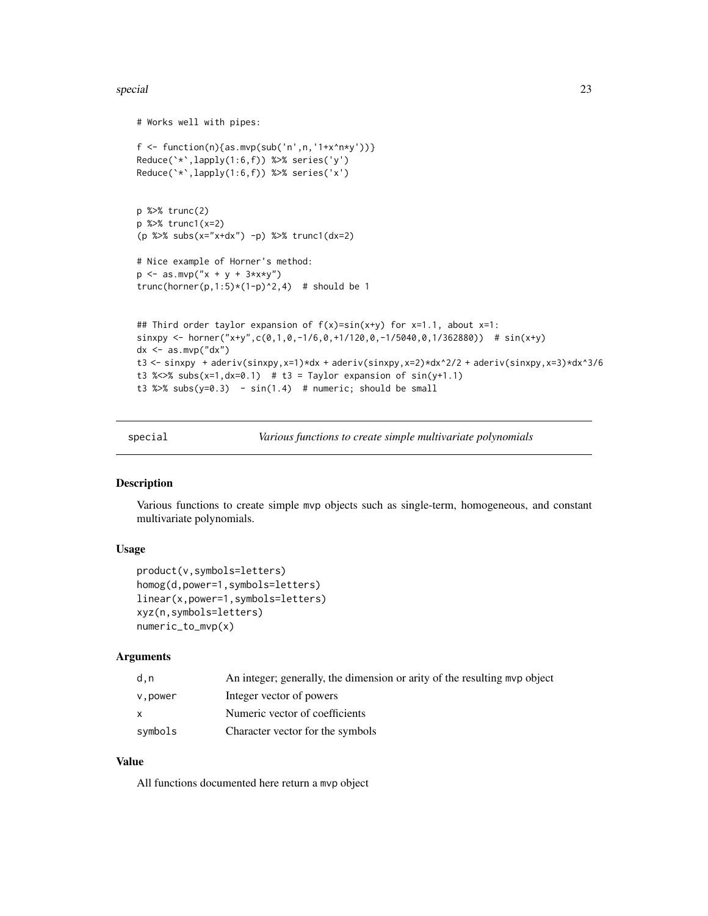```
# Works well with pipes:

f <- function(n){as.mvp(sub('n',n,'1+x^n*y'))}
Reduce(`*`,lapply(1:6,f)) %>% series('y')
Reduce(`*`,lapply(1:6,f)) %>% series('x')


p %>% trunc(2)
p %>% trunc1(x=2)
(p %>% subs(x="x+dx") -p) %>% trunc1(dx=2)

# Nice example of Horner's method:
p <- as.mvp("x + y + 3*x*y")
trunc(horner(p,1:5)*(1-p)^2,4)  # should be 1


## Third order taylor expansion of f(x)=sin(x+y) for x=1.1, about x=1:
sinxpy <- horner("x+y",c(0,1,0,-1/6,0,+1/120,0,-1/5040,0,1/362880))  # sin(x+y)
dx <- as.mvp("dx")
t3 <- sinxpy  + aderiv(sinxpy,x=1)*dx + aderiv(sinxpy,x=2)*dx^2/2 + aderiv(sinxpy,x=3)*dx^3/6
t3 %<>% subs(x=1,dx=0.1)  # t3 = Taylor expansion of sin(y+1.1)
t3 %>% subs(y=0.3)  - sin(1.4)  # numeric; should be small
```

---

## special — *Various functions to create simple multivariate polynomials*

### Description

Various functions to create simple mvp objects such as single-term, homogeneous, and constant multivariate polynomials.

### Usage

```
product(v,symbols=letters)
homog(d,power=1,symbols=letters)
linear(x,power=1,symbols=letters)
xyz(n,symbols=letters)
numeric_to_mvp(x)
```

### Arguments

| | |
|---|---|
| d,n | An integer; generally, the dimension or arity of the resulting mvp object |
| v,power | Integer vector of powers |
| x | Numeric vector of coefficients |
| symbols | Character vector for the symbols |

### Value

All functions documented here return a mvp object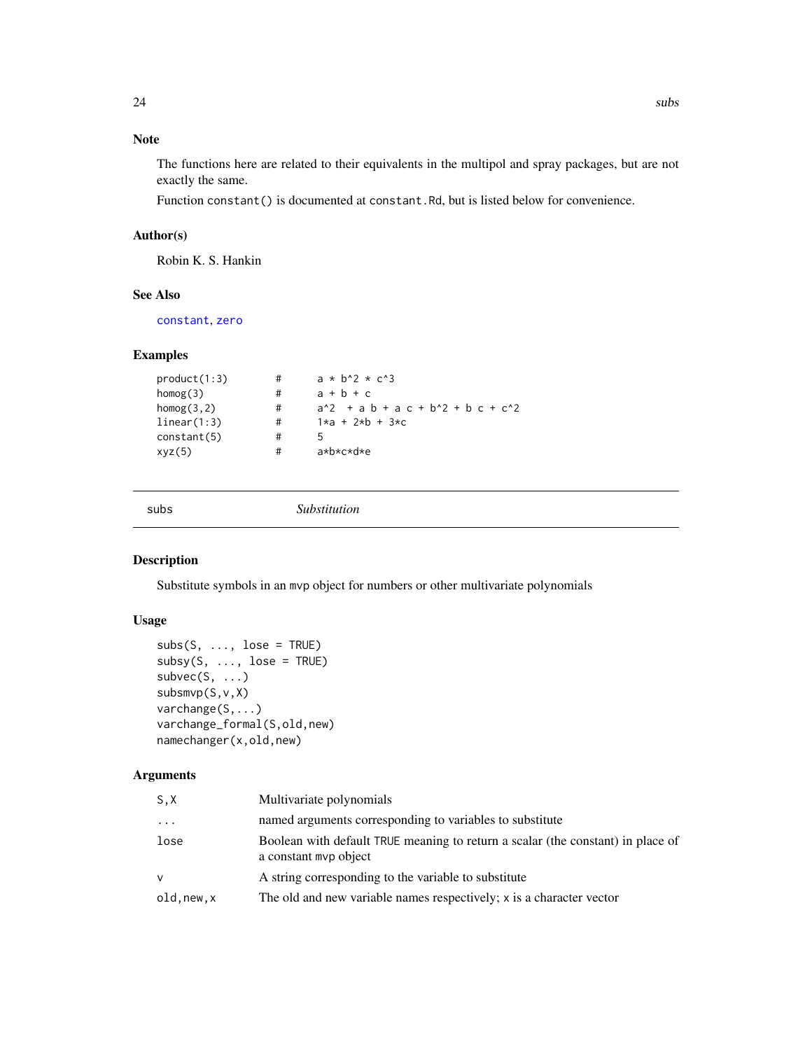## Note

The functions here are related to their equivalents in the multipol and spray packages, but are not exactly the same.

Function `constant()` is documented at `constant.Rd`, but is listed below for convenience.

## Author(s)

Robin K. S. Hankin

## See Also

constant, zero

## Examples

```
product(1:3)        #       a * b^2 * c^3
homog(3)            #       a + b + c
homog(3,2)          #       a^2  + a b + a c + b^2 + b c + c^2
linear(1:3)         #       1*a + 2*b + 3*c
constant(5)         #       5
xyz(5)              #       a*b*c*d*e
```

---

# subs — *Substitution*

## Description

Substitute symbols in an `mvp` object for numbers or other multivariate polynomials

## Usage

```
subs(S, ..., lose = TRUE)
subsy(S, ..., lose = TRUE)
subvec(S, ...)
subsmvp(S,v,X)
varchange(S,...)
varchange_formal(S,old,new)
namechanger(x,old,new)
```

## Arguments

| | |
|---|---|
| `S,X` | Multivariate polynomials |
| `...` | named arguments corresponding to variables to substitute |
| `lose` | Boolean with default `TRUE` meaning to return a scalar (the constant) in place of a constant `mvp` object |
| `v` | A string corresponding to the variable to substitute |
| `old,new,x` | The old and new variable names respectively; `x` is a character vector |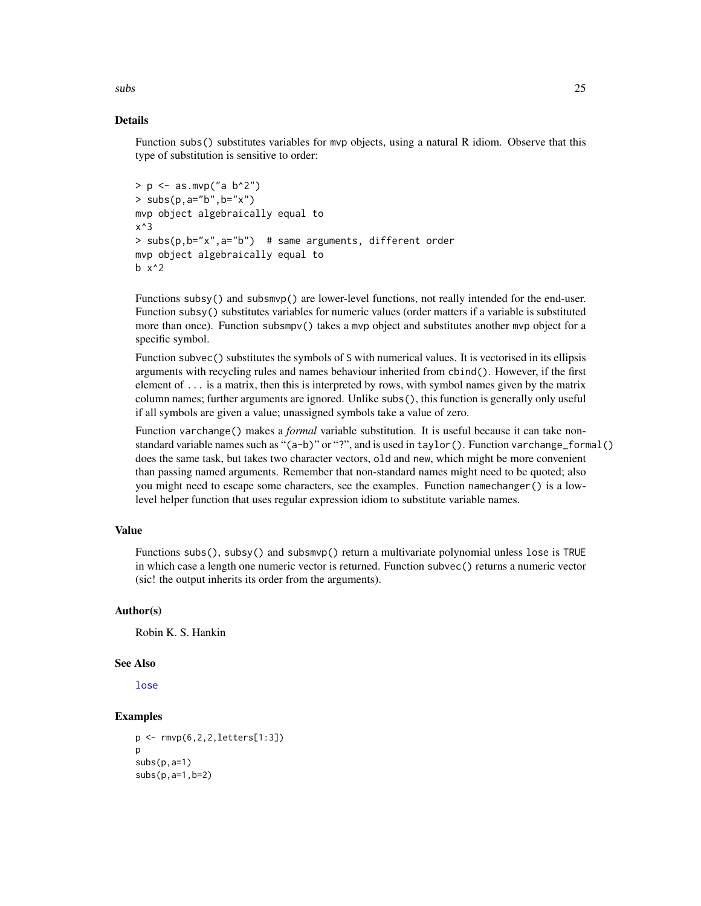## Details

Function `subs()` substitutes variables for `mvp` objects, using a natural R idiom. Observe that this type of substitution is sensitive to order:

```
> p <- as.mvp("a b^2")
> subs(p,a="b",b="x")
mvp object algebraically equal to
x^3
> subs(p,b="x",a="b")  # same arguments, different order
mvp object algebraically equal to
b x^2
```

Functions `subsy()` and `subsmvp()` are lower-level functions, not really intended for the end-user. Function `subsy()` substitutes variables for numeric values (order matters if a variable is substituted more than once). Function `subsmpv()` takes a `mvp` object and substitutes another `mvp` object for a specific symbol.

Function `subvec()` substitutes the symbols of `S` with numerical values. It is vectorised in its ellipsis arguments with recycling rules and names behaviour inherited from `cbind()`. However, if the first element of `...` is a matrix, then this is interpreted by rows, with symbol names given by the matrix column names; further arguments are ignored. Unlike `subs()`, this function is generally only useful if all symbols are given a value; unassigned symbols take a value of zero.

Function `varchange()` makes a *formal* variable substitution. It is useful because it can take non-standard variable names such as "`(a-b)`" or "?", and is used in `taylor()`. Function `varchange_formal()` does the same task, but takes two character vectors, `old` and `new`, which might be more convenient than passing named arguments. Remember that non-standard names might need to be quoted; also you might need to escape some characters, see the examples. Function `namechanger()` is a low-level helper function that uses regular expression idiom to substitute variable names.

## Value

Functions `subs()`, `subsy()` and `subsmvp()` return a multivariate polynomial unless `lose` is `TRUE` in which case a length one numeric vector is returned. Function `subvec()` returns a numeric vector (sic! the output inherits its order from the arguments).

## Author(s)

Robin K. S. Hankin

## See Also

`lose`

## Examples

```
p <- rmvp(6,2,2,letters[1:3])
p
subs(p,a=1)
subs(p,a=1,b=2)
```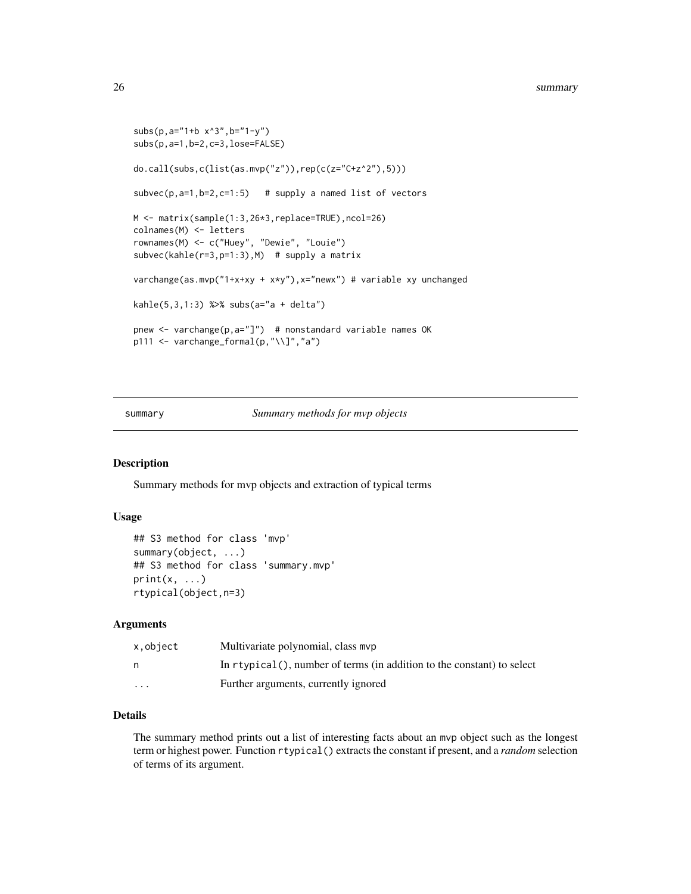```
subs(p,a="1+b x^3",b="1-y")
subs(p,a=1,b=2,c=3,lose=FALSE)

do.call(subs,c(list(as.mvp("z")),rep(c(z="C+z^2"),5)))

subvec(p,a=1,b=2,c=1:5)   # supply a named list of vectors

M <- matrix(sample(1:3,26*3,replace=TRUE),ncol=26)
colnames(M) <- letters
rownames(M) <- c("Huey", "Dewie", "Louie")
subvec(kahle(r=3,p=1:3),M)  # supply a matrix

varchange(as.mvp("1+x+xy + x*y"),x="newx") # variable xy unchanged

kahle(5,3,1:3) %>% subs(a="a + delta")

pnew <- varchange(p,a="]")  # nonstandard variable names OK
p111 <- varchange_formal(p,"\\]","a")
```

## summary — *Summary methods for mvp objects*

### Description

Summary methods for mvp objects and extraction of typical terms

### Usage

```
## S3 method for class 'mvp'
summary(object, ...)
## S3 method for class 'summary.mvp'
print(x, ...)
rtypical(object,n=3)
```

### Arguments

| | |
|---|---|
| `x,object` | Multivariate polynomial, class `mvp` |
| `n` | In `rtypical()`, number of terms (in addition to the constant) to select |
| `...` | Further arguments, currently ignored |

### Details

The summary method prints out a list of interesting facts about an `mvp` object such as the longest term or highest power. Function `rtypical()` extracts the constant if present, and a *random* selection of terms of its argument.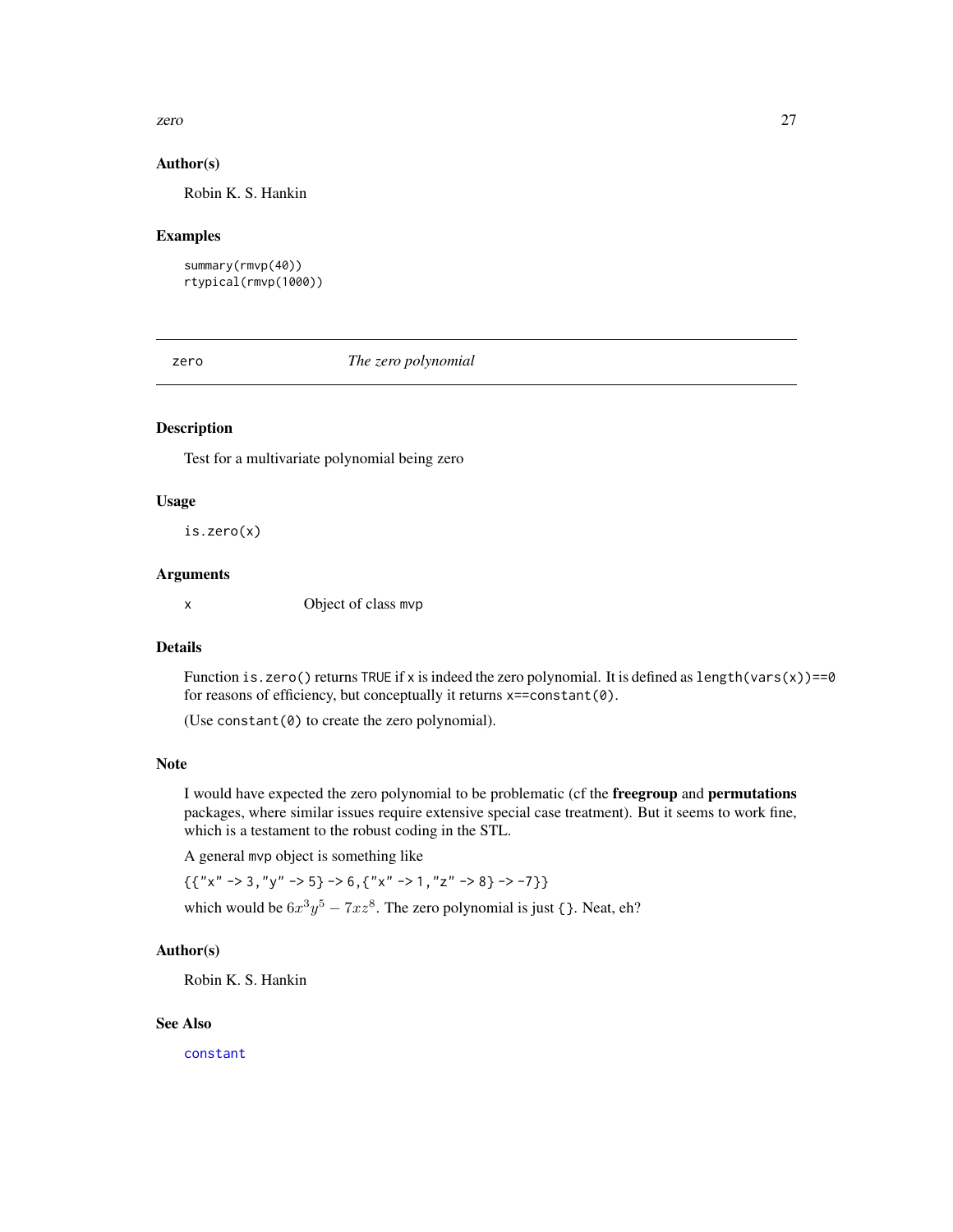### Author(s)

Robin K. S. Hankin

### Examples

```
summary(rmvp(40))
rtypical(rmvp(1000))
```

---

## zero — *The zero polynomial*

### Description

Test for a multivariate polynomial being zero

### Usage

```
is.zero(x)
```

### Arguments

| | |
|---|---|
| `x` | Object of class `mvp` |

### Details

Function `is.zero()` returns `TRUE` if `x` is indeed the zero polynomial. It is defined as `length(vars(x))==0` for reasons of efficiency, but conceptually it returns `x==constant(0)`.

(Use `constant(0)` to create the zero polynomial).

### Note

I would have expected the zero polynomial to be problematic (cf the **freegroup** and **permutations** packages, where similar issues require extensive special case treatment). But it seems to work fine, which is a testament to the robust coding in the STL.

A general `mvp` object is something like

`{{"x" -> 3, "y" -> 5} -> 6, {"x" -> 1, "z" -> 8} -> -7}}`

which would be $6x^3y^5 - 7xz^8$. The zero polynomial is just `{}`. Neat, eh?

### Author(s)

Robin K. S. Hankin

### See Also

`constant`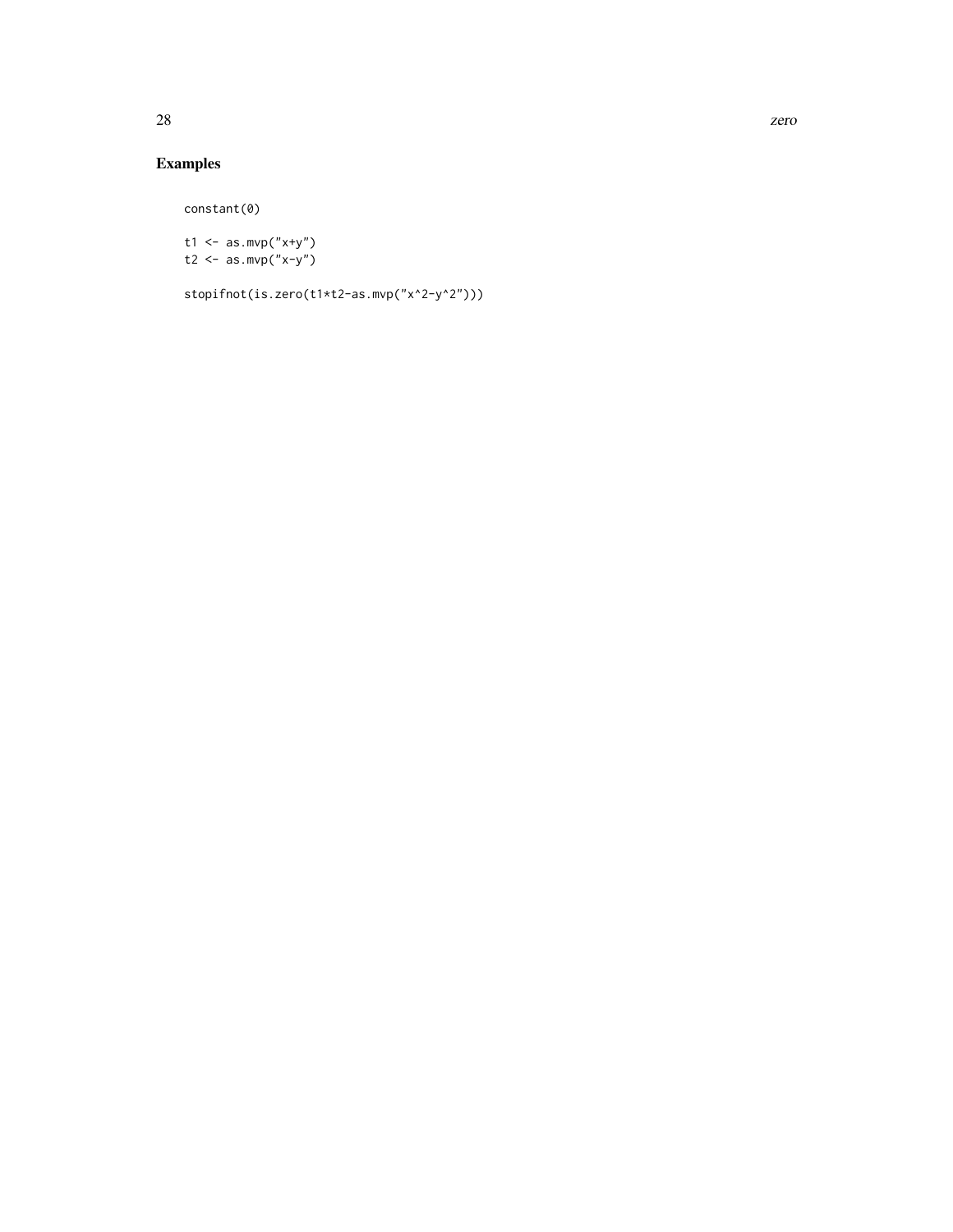## Examples

```
constant(0)

t1 <- as.mvp("x+y")
t2 <- as.mvp("x-y")

stopifnot(is.zero(t1*t2-as.mvp("x^2-y^2")))
```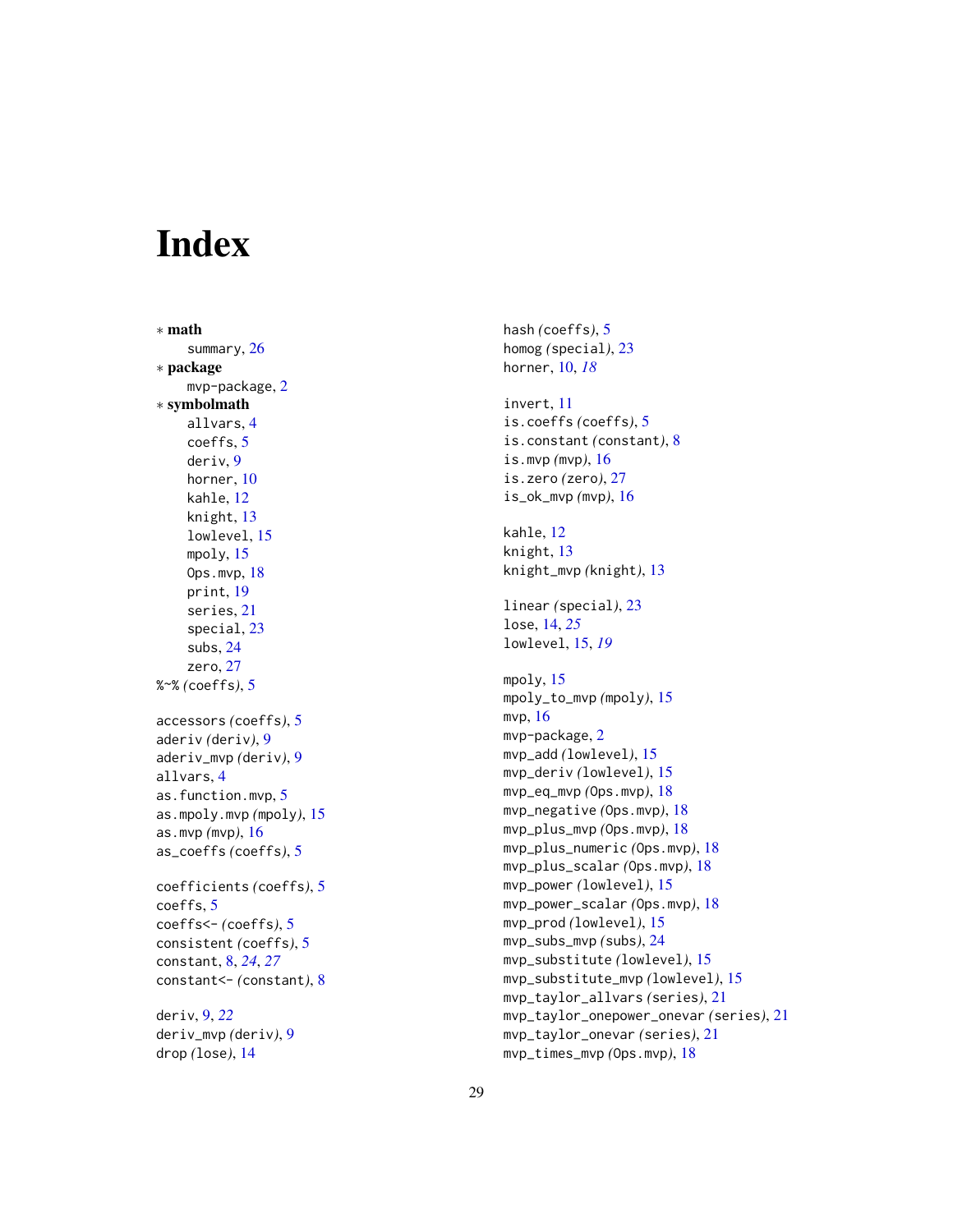# Index

∗ **math**
  summary, 26
∗ **package**
  mvp-package, 2
∗ **symbolmath**
  allvars, 4
  coeffs, 5
  deriv, 9
  horner, 10
  kahle, 12
  knight, 13
  lowlevel, 15
  mpoly, 15
  Ops.mvp, 18
  print, 19
  series, 21
  special, 23
  subs, 24
  zero, 27

%~% *(*coeffs*)*, 5

accessors *(*coeffs*)*, 5
aderiv *(*deriv*)*, 9
aderiv_mvp *(*deriv*)*, 9
allvars, 4
as.function.mvp, 5
as.mpoly.mvp *(*mpoly*)*, 15
as.mvp *(*mvp*)*, 16
as_coeffs *(*coeffs*)*, 5

coefficients *(*coeffs*)*, 5
coeffs, 5
coeffs<- *(*coeffs*)*, 5
consistent *(*coeffs*)*, 5
constant, 8, *24*, *27*
constant<- *(*constant*)*, 8

deriv, 9, *22*
deriv_mvp *(*deriv*)*, 9
drop *(*lose*)*, 14

hash *(*coeffs*)*, 5
homog *(*special*)*, 23
horner, 10, *18*

invert, 11
is.coeffs *(*coeffs*)*, 5
is.constant *(*constant*)*, 8
is.mvp *(*mvp*)*, 16
is.zero *(*zero*)*, 27
is_ok_mvp *(*mvp*)*, 16

kahle, 12
knight, 13
knight_mvp *(*knight*)*, 13

linear *(*special*)*, 23
lose, 14, *25*
lowlevel, 15, *19*

mpoly, 15
mpoly_to_mvp *(*mpoly*)*, 15
mvp, 16
mvp-package, 2
mvp_add *(*lowlevel*)*, 15
mvp_deriv *(*lowlevel*)*, 15
mvp_eq_mvp *(*Ops.mvp*)*, 18
mvp_negative *(*Ops.mvp*)*, 18
mvp_plus_mvp *(*Ops.mvp*)*, 18
mvp_plus_numeric *(*Ops.mvp*)*, 18
mvp_plus_scalar *(*Ops.mvp*)*, 18
mvp_power *(*lowlevel*)*, 15
mvp_power_scalar *(*Ops.mvp*)*, 18
mvp_prod *(*lowlevel*)*, 15
mvp_subs_mvp *(*subs*)*, 24
mvp_substitute *(*lowlevel*)*, 15
mvp_substitute_mvp *(*lowlevel*)*, 15
mvp_taylor_allvars *(*series*)*, 21
mvp_taylor_onepower_onevar *(*series*)*, 21
mvp_taylor_onevar *(*series*)*, 21
mvp_times_mvp *(*Ops.mvp*)*, 18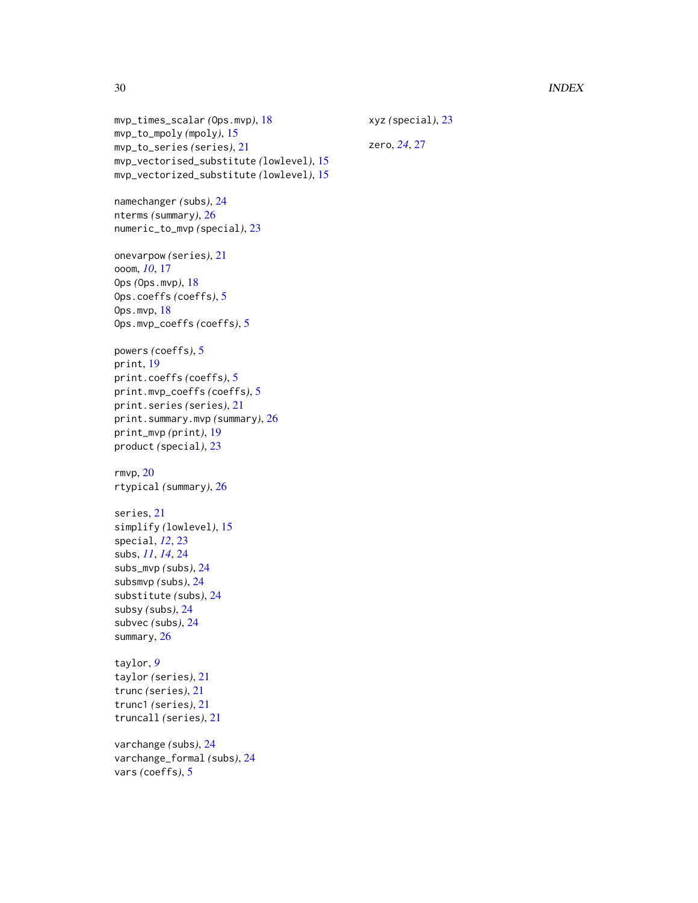mvp_times_scalar *(*Ops.mvp*)*, 18
mvp_to_mpoly *(*mpoly*)*, 15
mvp_to_series *(*series*)*, 21
mvp_vectorised_substitute *(*lowlevel*)*, 15
mvp_vectorized_substitute *(*lowlevel*)*, 15

namechanger *(*subs*)*, 24
nterms *(*summary*)*, 26
numeric_to_mvp *(*special*)*, 23

onevarpow *(*series*)*, 21
ooom, *10*, 17
Ops *(*Ops.mvp*)*, 18
Ops.coeffs *(*coeffs*)*, 5
Ops.mvp, 18
Ops.mvp_coeffs *(*coeffs*)*, 5

powers *(*coeffs*)*, 5
print, 19
print.coeffs *(*coeffs*)*, 5
print.mvp_coeffs *(*coeffs*)*, 5
print.series *(*series*)*, 21
print.summary.mvp *(*summary*)*, 26
print_mvp *(*print*)*, 19
product *(*special*)*, 23

rmvp, 20
rtypical *(*summary*)*, 26

series, 21
simplify *(*lowlevel*)*, 15
special, *12*, 23
subs, *11*, *14*, 24
subs_mvp *(*subs*)*, 24
subsmvp *(*subs*)*, 24
substitute *(*subs*)*, 24
subsy *(*subs*)*, 24
subvec *(*subs*)*, 24
summary, 26

taylor, *9*
taylor *(*series*)*, 21
trunc *(*series*)*, 21
trunc1 *(*series*)*, 21
truncall *(*series*)*, 21

varchange *(*subs*)*, 24
varchange_formal *(*subs*)*, 24
vars *(*coeffs*)*, 5

xyz *(*special*)*, 23

zero, *24*, 27